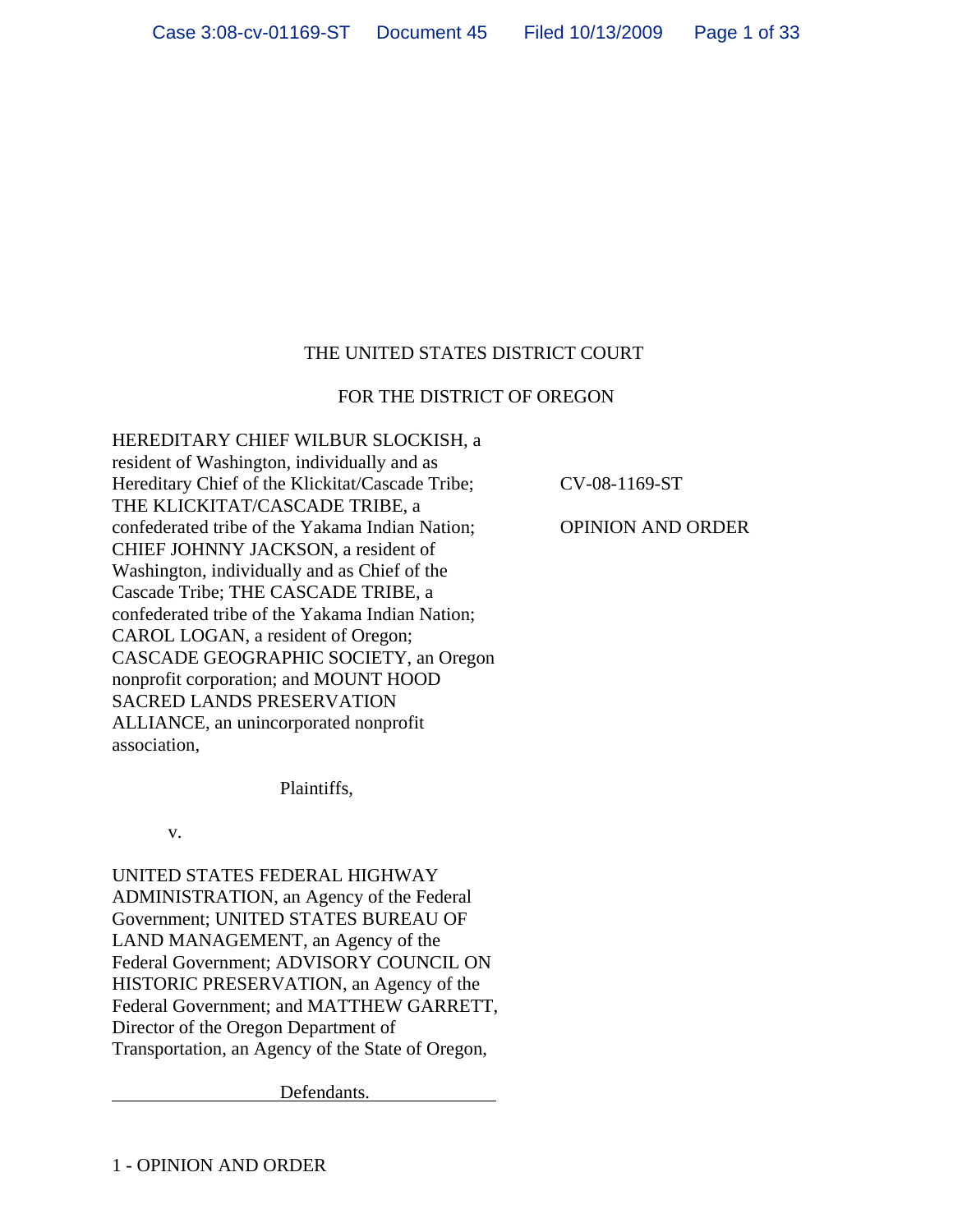THE UNITED STATES DISTRICT COURT

FOR THE DISTRICT OF OREGON

HEREDITARY CHIEF WILBUR SLOCKISH, a resident of Washington, individually and as Hereditary Chief of the Klickitat/Cascade Tribe; THE KLICKITAT/CASCADE TRIBE, a confederated tribe of the Yakama Indian Nation; CHIEF JOHNNY JACKSON, a resident of Washington, individually and as Chief of the Cascade Tribe; THE CASCADE TRIBE, a confederated tribe of the Yakama Indian Nation; CAROL LOGAN, a resident of Oregon; CASCADE GEOGRAPHIC SOCIETY, an Oregon nonprofit corporation; and MOUNT HOOD SACRED LANDS PRESERVATION ALLIANCE, an unincorporated nonprofit association,

Plaintiffs,

v.

UNITED STATES FEDERAL HIGHWAY ADMINISTRATION, an Agency of the Federal Government; UNITED STATES BUREAU OF LAND MANAGEMENT, an Agency of the Federal Government; ADVISORY COUNCIL ON HISTORIC PRESERVATION, an Agency of the Federal Government; and MATTHEW GARRETT, Director of the Oregon Department of Transportation, an Agency of the State of Oregon,

Defendants.

CV-08-1169-ST

OPINION AND ORDER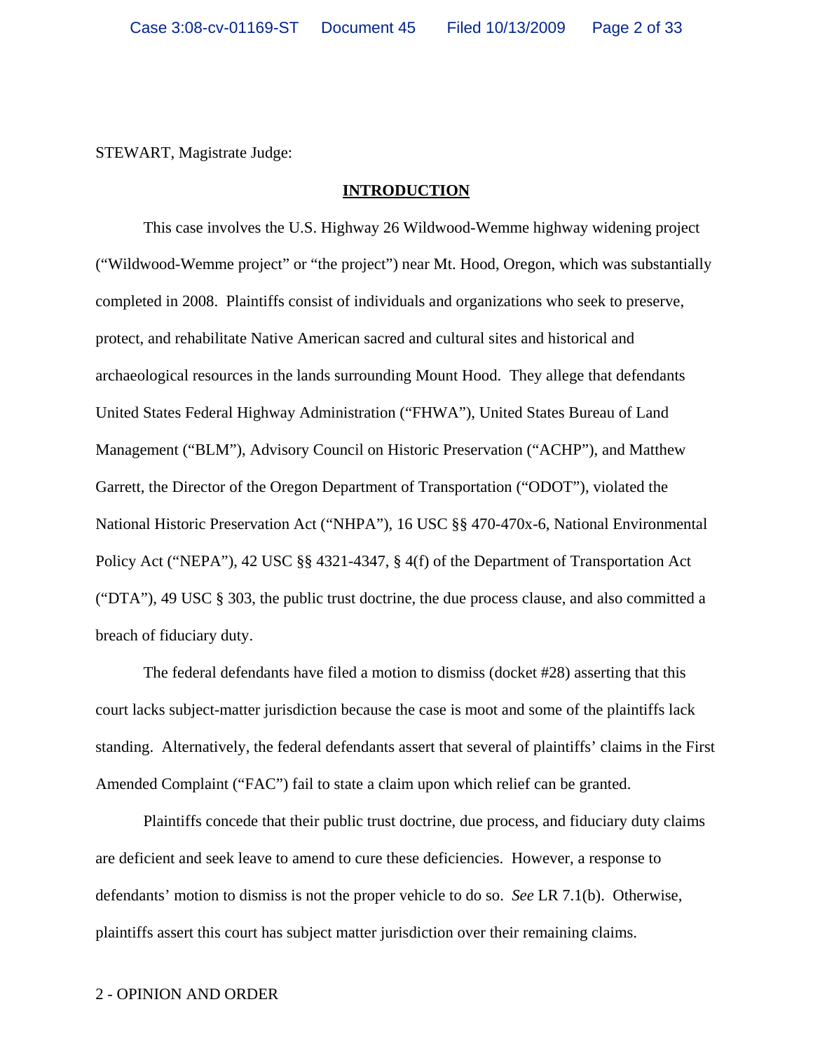STEWART, Magistrate Judge:

## INTRODUCTION

This case involves the U.S. Highway 26 Wildwood-Wemme highway widening project ("Wildwood-Wemme project" or "the project") near Mt. Hood, Oregon, which was substantially completed in 2008. Plaintiffs consist of individuals and organizations who seek to preserve, protect, and rehabilitate Native American sacred and cultural sites and historical and archaeological resources in the lands surrounding Mount Hood. They allege that defendants United States Federal Highway Administration ("FHWA"), United States Bureau of Land Management ("BLM"), Advisory Council on Historic Preservation ("ACHP"), and Matthew Garrett, the Director of the Oregon Department of Transportation ("ODOT"), violated the National Historic Preservation Act ("NHPA"), 16 USC §§ 470-470x-6, National Environmental Policy Act ("NEPA"), 42 USC §§ 4321-4347, § 4(f) of the Department of Transportation Act ("DTA"), 49 USC § 303, the public trust doctrine, the due process clause, and also committed a breach of fiduciary duty.

The federal defendants have filed a motion to dismiss (docket #28) asserting that this court lacks subject-matter jurisdiction because the case is moot and some of the plaintiffs lack standing. Alternatively, the federal defendants assert that several of plaintiffs' claims in the First Amended Complaint ("FAC") fail to state a claim upon which relief can be granted.

Plaintiffs concede that their public trust doctrine, due process, and fiduciary duty claims are deficient and seek leave to amend to cure these deficiencies. However, a response to defendants' motion to dismiss is not the proper vehicle to do so. *See* LR 7.1(b). Otherwise, plaintiffs assert this court has subject matter jurisdiction over their remaining claims.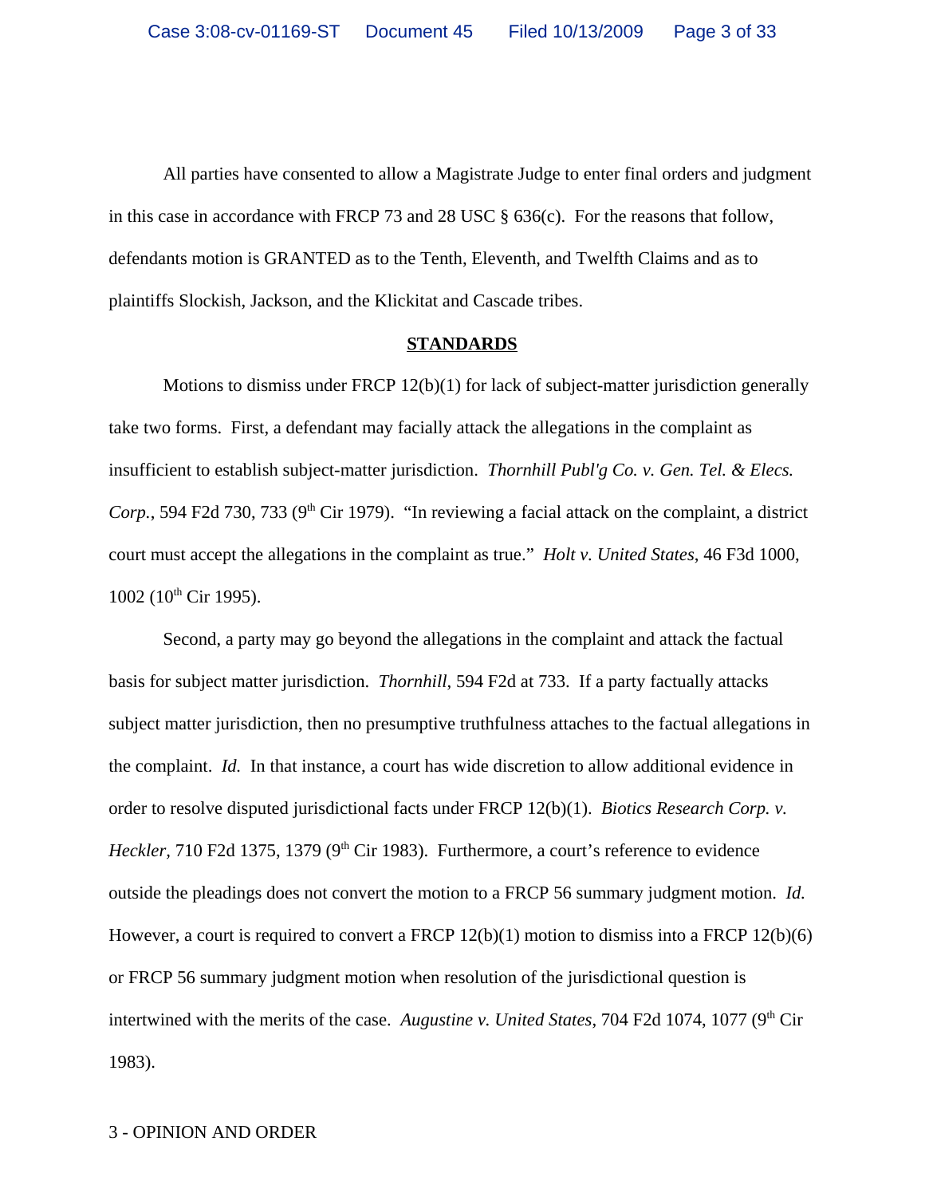All parties have consented to allow a Magistrate Judge to enter final orders and judgment in this case in accordance with FRCP 73 and 28 USC § 636(c). For the reasons that follow, defendants motion is GRANTED as to the Tenth, Eleventh, and Twelfth Claims and as to plaintiffs Slockish, Jackson, and the Klickitat and Cascade tribes.

## STANDARDS

Motions to dismiss under FRCP 12(b)(1) for lack of subject-matter jurisdiction generally take two forms. First, a defendant may facially attack the allegations in the complaint as insufficient to establish subject-matter jurisdiction. *Thornhill Publ'g Co. v. Gen. Tel. & Elecs. Corp.*, 594 F2d 730, 733 (9th Cir 1979). "In reviewing a facial attack on the complaint, a district court must accept the allegations in the complaint as true." *Holt v. United States*, 46 F3d 1000, 1002 (10th Cir 1995).

Second, a party may go beyond the allegations in the complaint and attack the factual basis for subject matter jurisdiction. *Thornhill*, 594 F2d at 733. If a party factually attacks subject matter jurisdiction, then no presumptive truthfulness attaches to the factual allegations in the complaint. *Id.* In that instance, a court has wide discretion to allow additional evidence in order to resolve disputed jurisdictional facts under FRCP 12(b)(1). *Biotics Research Corp. v. Heckler*, 710 F2d 1375, 1379 (9th Cir 1983). Furthermore, a court's reference to evidence outside the pleadings does not convert the motion to a FRCP 56 summary judgment motion. *Id.* However, a court is required to convert a FRCP 12(b)(1) motion to dismiss into a FRCP 12(b)(6) or FRCP 56 summary judgment motion when resolution of the jurisdictional question is intertwined with the merits of the case. *Augustine v. United States*, 704 F2d 1074, 1077 (9th Cir 1983).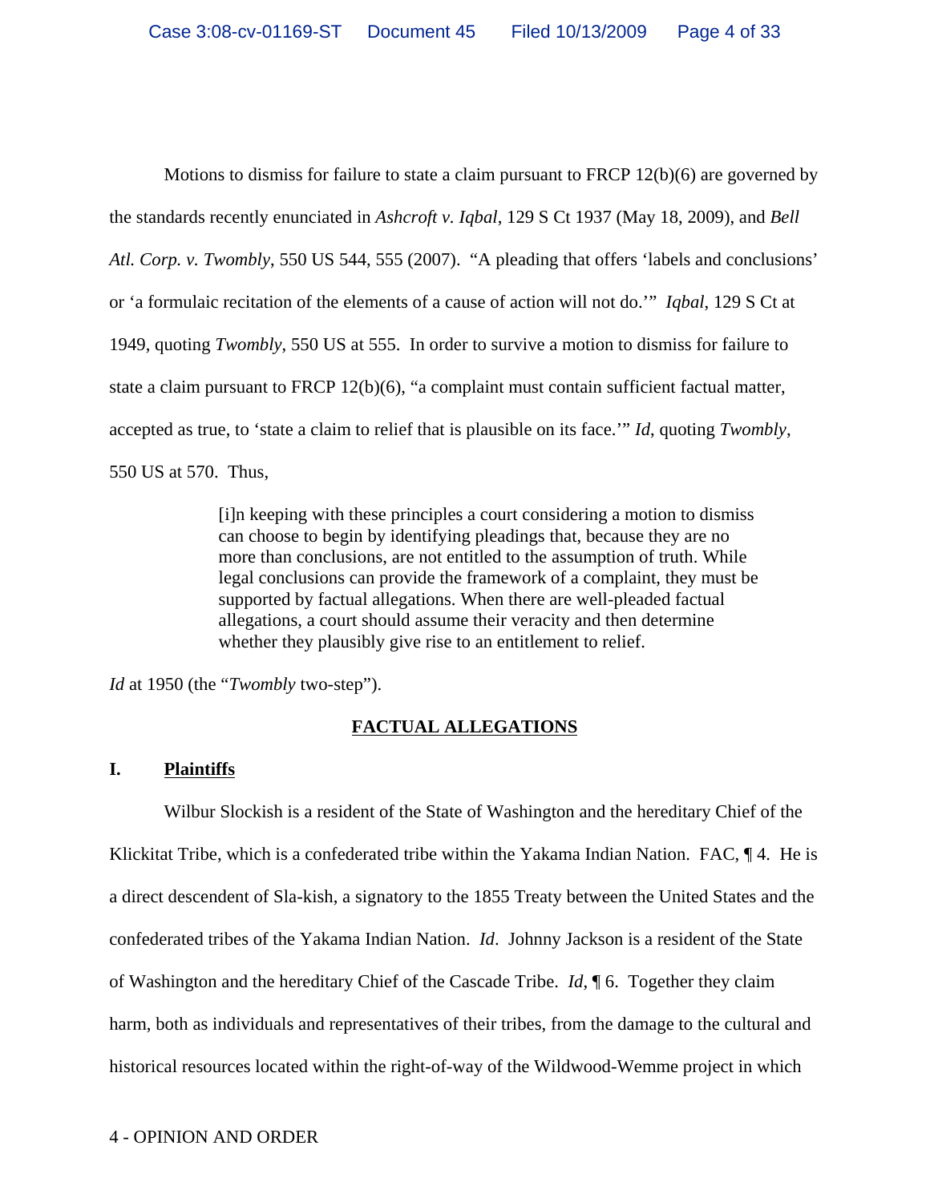Motions to dismiss for failure to state a claim pursuant to FRCP 12(b)(6) are governed by the standards recently enunciated in *Ashcroft v. Iqbal*, 129 S Ct 1937 (May 18, 2009), and *Bell Atl. Corp. v. Twombly*, 550 US 544, 555 (2007). "A pleading that offers 'labels and conclusions' or 'a formulaic recitation of the elements of a cause of action will not do.'" *Iqbal*, 129 S Ct at 1949, quoting *Twombly*, 550 US at 555. In order to survive a motion to dismiss for failure to state a claim pursuant to FRCP 12(b)(6), "a complaint must contain sufficient factual matter, accepted as true, to 'state a claim to relief that is plausible on its face.'" *Id*, quoting *Twombly*, 550 US at 570. Thus,

> [i]n keeping with these principles a court considering a motion to dismiss can choose to begin by identifying pleadings that, because they are no more than conclusions, are not entitled to the assumption of truth. While legal conclusions can provide the framework of a complaint, they must be supported by factual allegations. When there are well-pleaded factual allegations, a court should assume their veracity and then determine whether they plausibly give rise to an entitlement to relief.

*Id* at 1950 (the "*Twombly* two-step").

## FACTUAL ALLEGATIONS

### I. Plaintiffs

Wilbur Slockish is a resident of the State of Washington and the hereditary Chief of the Klickitat Tribe, which is a confederated tribe within the Yakama Indian Nation. FAC, ¶ 4. He is a direct descendent of Sla-kish, a signatory to the 1855 Treaty between the United States and the confederated tribes of the Yakama Indian Nation. *Id*. Johnny Jackson is a resident of the State of Washington and the hereditary Chief of the Cascade Tribe. *Id*, ¶ 6. Together they claim harm, both as individuals and representatives of their tribes, from the damage to the cultural and historical resources located within the right-of-way of the Wildwood-Wemme project in which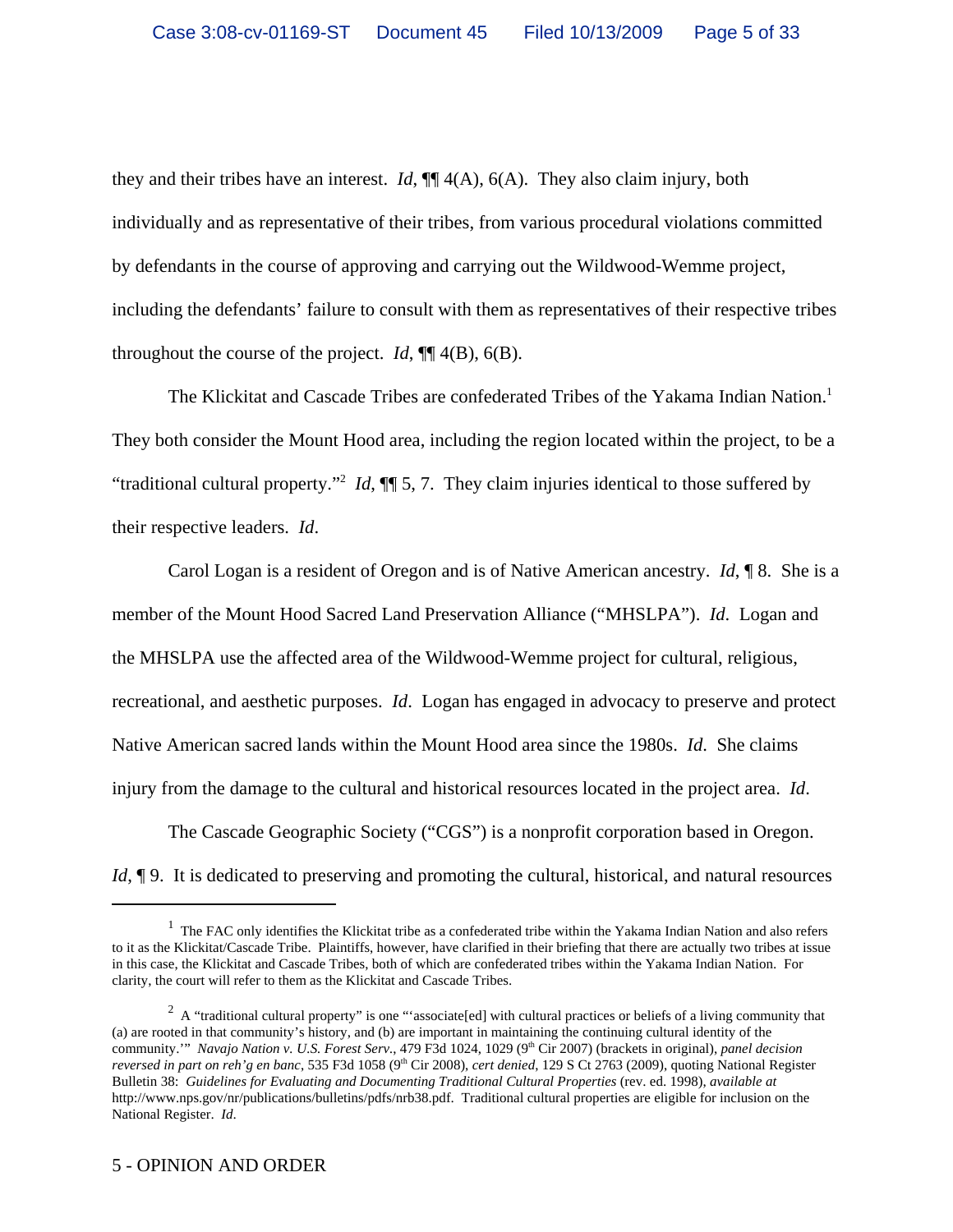they and their tribes have an interest. *Id*, ¶¶ 4(A), 6(A). They also claim injury, both individually and as representative of their tribes, from various procedural violations committed by defendants in the course of approving and carrying out the Wildwood-Wemme project, including the defendants' failure to consult with them as representatives of their respective tribes throughout the course of the project. *Id*, ¶¶ 4(B), 6(B).

The Klickitat and Cascade Tribes are confederated Tribes of the Yakama Indian Nation.[1] They both consider the Mount Hood area, including the region located within the project, to be a "traditional cultural property."[2] *Id*, ¶¶ 5, 7. They claim injuries identical to those suffered by their respective leaders. *Id*.

Carol Logan is a resident of Oregon and is of Native American ancestry. *Id*, ¶ 8. She is a member of the Mount Hood Sacred Land Preservation Alliance ("MHSLPA"). *Id.* Logan and the MHSLPA use the affected area of the Wildwood-Wemme project for cultural, religious, recreational, and aesthetic purposes. *Id*. Logan has engaged in advocacy to preserve and protect Native American sacred lands within the Mount Hood area since the 1980s. *Id.* She claims injury from the damage to the cultural and historical resources located in the project area. *Id*.

The Cascade Geographic Society ("CGS") is a nonprofit corporation based in Oregon. *Id*, ¶ 9. It is dedicated to preserving and promoting the cultural, historical, and natural resources

---

[1] The FAC only identifies the Klickitat tribe as a confederated tribe within the Yakama Indian Nation and also refers to it as the Klickitat/Cascade Tribe. Plaintiffs, however, have clarified in their briefing that there are actually two tribes at issue in this case, the Klickitat and Cascade Tribes, both of which are confederated tribes within the Yakama Indian Nation. For clarity, the court will refer to them as the Klickitat and Cascade Tribes.

[2] A "traditional cultural property" is one "'associate[ed] with cultural practices or beliefs of a living community that (a) are rooted in that community's history, and (b) are important in maintaining the continuing cultural identity of the community.'" *Navajo Nation v. U.S. Forest Serv.*, 479 F3d 1024, 1029 (9th Cir 2007) (brackets in original), *panel decision reversed in part on reh'g en banc*, 535 F3d 1058 (9th Cir 2008), *cert denied*, 129 S Ct 2763 (2009), quoting National Register Bulletin 38: *Guidelines for Evaluating and Documenting Traditional Cultural Properties* (rev. ed. 1998), *available at* http://www.nps.gov/nr/publications/bulletins/pdfs/nrb38.pdf. Traditional cultural properties are eligible for inclusion on the National Register. *Id.*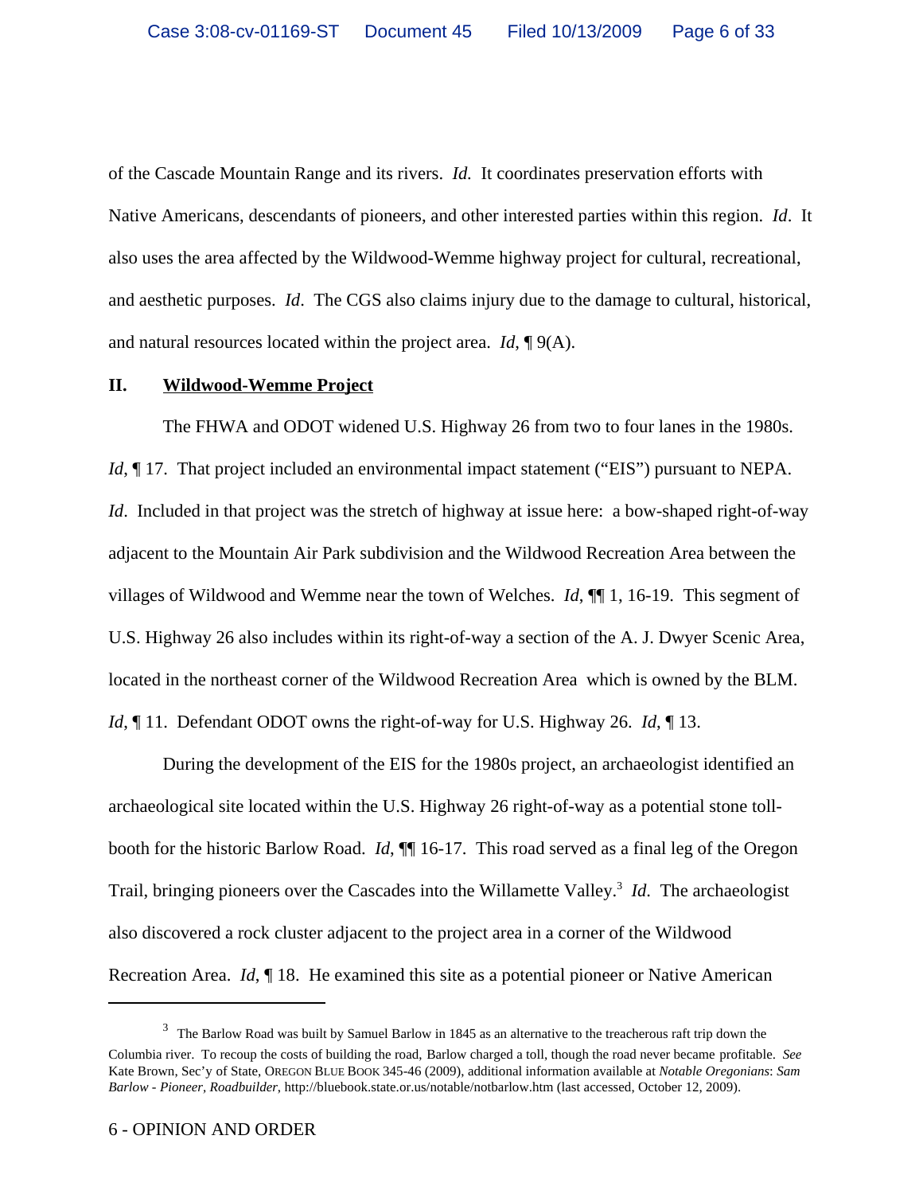of the Cascade Mountain Range and its rivers. *Id.* It coordinates preservation efforts with Native Americans, descendants of pioneers, and other interested parties within this region. *Id*. It also uses the area affected by the Wildwood-Wemme highway project for cultural, recreational, and aesthetic purposes. *Id*. The CGS also claims injury due to the damage to cultural, historical, and natural resources located within the project area. *Id*, ¶ 9(A).

## II. **<u>Wildwood-Wemme Project</u>**

The FHWA and ODOT widened U.S. Highway 26 from two to four lanes in the 1980s. *Id*, ¶ 17. That project included an environmental impact statement ("EIS") pursuant to NEPA. *Id*. Included in that project was the stretch of highway at issue here: a bow-shaped right-of-way adjacent to the Mountain Air Park subdivision and the Wildwood Recreation Area between the villages of Wildwood and Wemme near the town of Welches. *Id*, ¶¶ 1, 16-19. This segment of U.S. Highway 26 also includes within its right-of-way a section of the A. J. Dwyer Scenic Area, located in the northeast corner of the Wildwood Recreation Area which is owned by the BLM. *Id*, ¶ 11. Defendant ODOT owns the right-of-way for U.S. Highway 26. *Id*, ¶ 13.

During the development of the EIS for the 1980s project, an archaeologist identified an archaeological site located within the U.S. Highway 26 right-of-way as a potential stone toll-booth for the historic Barlow Road. *Id*, ¶¶ 16-17. This road served as a final leg of the Oregon Trail, bringing pioneers over the Cascades into the Willamette Valley.[3] *Id.* The archaeologist also discovered a rock cluster adjacent to the project area in a corner of the Wildwood Recreation Area. *Id*, ¶ 18. He examined this site as a potential pioneer or Native American

---

[3] The Barlow Road was built by Samuel Barlow in 1845 as an alternative to the treacherous raft trip down the Columbia river. To recoup the costs of building the road, Barlow charged a toll, though the road never became profitable. *See* Kate Brown, Sec'y of State, OREGON BLUE BOOK 345-46 (2009), additional information available at *Notable Oregonians*: *Sam Barlow - Pioneer, Roadbuilder*, http://bluebook.state.or.us/notable/notbarlow.htm (last accessed, October 12, 2009).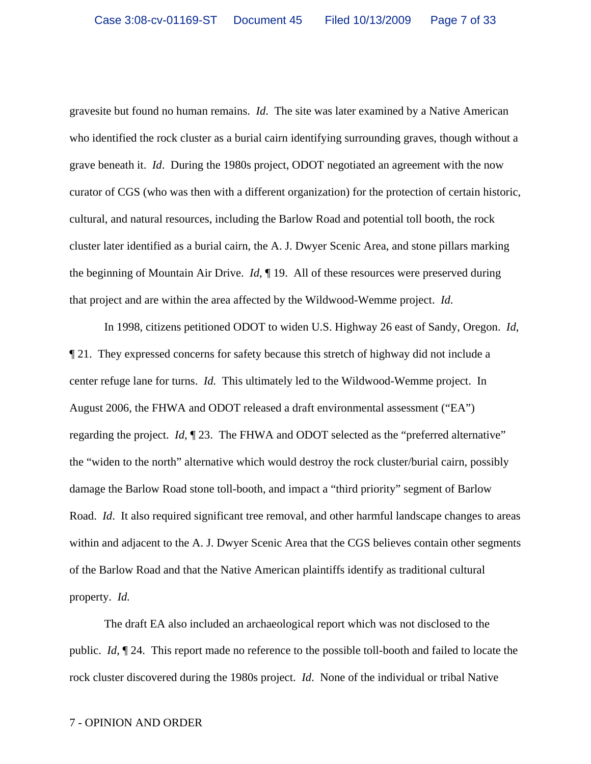gravesite but found no human remains. *Id*. The site was later examined by a Native American who identified the rock cluster as a burial cairn identifying surrounding graves, though without a grave beneath it. *Id*. During the 1980s project, ODOT negotiated an agreement with the now curator of CGS (who was then with a different organization) for the protection of certain historic, cultural, and natural resources, including the Barlow Road and potential toll booth, the rock cluster later identified as a burial cairn, the A. J. Dwyer Scenic Area, and stone pillars marking the beginning of Mountain Air Drive. *Id*, ¶ 19. All of these resources were preserved during that project and are within the area affected by the Wildwood-Wemme project. *Id.*

In 1998, citizens petitioned ODOT to widen U.S. Highway 26 east of Sandy, Oregon. *Id*, ¶ 21. They expressed concerns for safety because this stretch of highway did not include a center refuge lane for turns. *Id.* This ultimately led to the Wildwood-Wemme project. In August 2006, the FHWA and ODOT released a draft environmental assessment ("EA") regarding the project. *Id*, ¶ 23. The FHWA and ODOT selected as the "preferred alternative" the "widen to the north" alternative which would destroy the rock cluster/burial cairn, possibly damage the Barlow Road stone toll-booth, and impact a "third priority" segment of Barlow Road. *Id*. It also required significant tree removal, and other harmful landscape changes to areas within and adjacent to the A. J. Dwyer Scenic Area that the CGS believes contain other segments of the Barlow Road and that the Native American plaintiffs identify as traditional cultural property. *Id.*

The draft EA also included an archaeological report which was not disclosed to the public. *Id*, ¶ 24. This report made no reference to the possible toll-booth and failed to locate the rock cluster discovered during the 1980s project. *Id*. None of the individual or tribal Native

7 - OPINION AND ORDER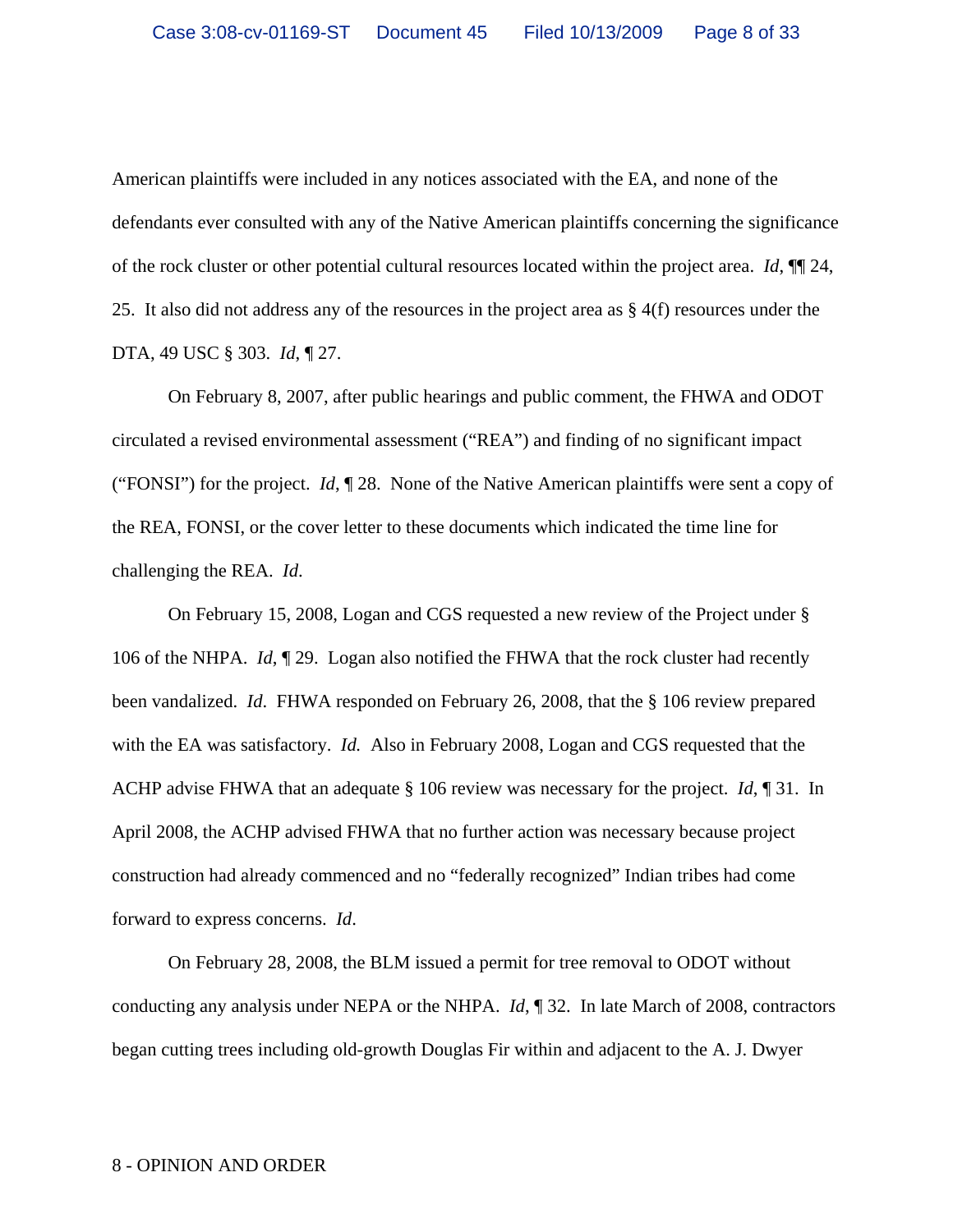American plaintiffs were included in any notices associated with the EA, and none of the defendants ever consulted with any of the Native American plaintiffs concerning the significance of the rock cluster or other potential cultural resources located within the project area. *Id*, ¶¶ 24, 25. It also did not address any of the resources in the project area as § 4(f) resources under the DTA, 49 USC § 303. *Id*, ¶ 27.

On February 8, 2007, after public hearings and public comment, the FHWA and ODOT circulated a revised environmental assessment ("REA") and finding of no significant impact ("FONSI") for the project. *Id*, ¶ 28. None of the Native American plaintiffs were sent a copy of the REA, FONSI, or the cover letter to these documents which indicated the time line for challenging the REA. *Id*.

On February 15, 2008, Logan and CGS requested a new review of the Project under § 106 of the NHPA. *Id*, ¶ 29. Logan also notified the FHWA that the rock cluster had recently been vandalized. *Id*. FHWA responded on February 26, 2008, that the § 106 review prepared with the EA was satisfactory. *Id.* Also in February 2008, Logan and CGS requested that the ACHP advise FHWA that an adequate § 106 review was necessary for the project. *Id*, ¶ 31. In April 2008, the ACHP advised FHWA that no further action was necessary because project construction had already commenced and no "federally recognized" Indian tribes had come forward to express concerns. *Id*.

On February 28, 2008, the BLM issued a permit for tree removal to ODOT without conducting any analysis under NEPA or the NHPA. *Id*, ¶ 32. In late March of 2008, contractors began cutting trees including old-growth Douglas Fir within and adjacent to the A. J. Dwyer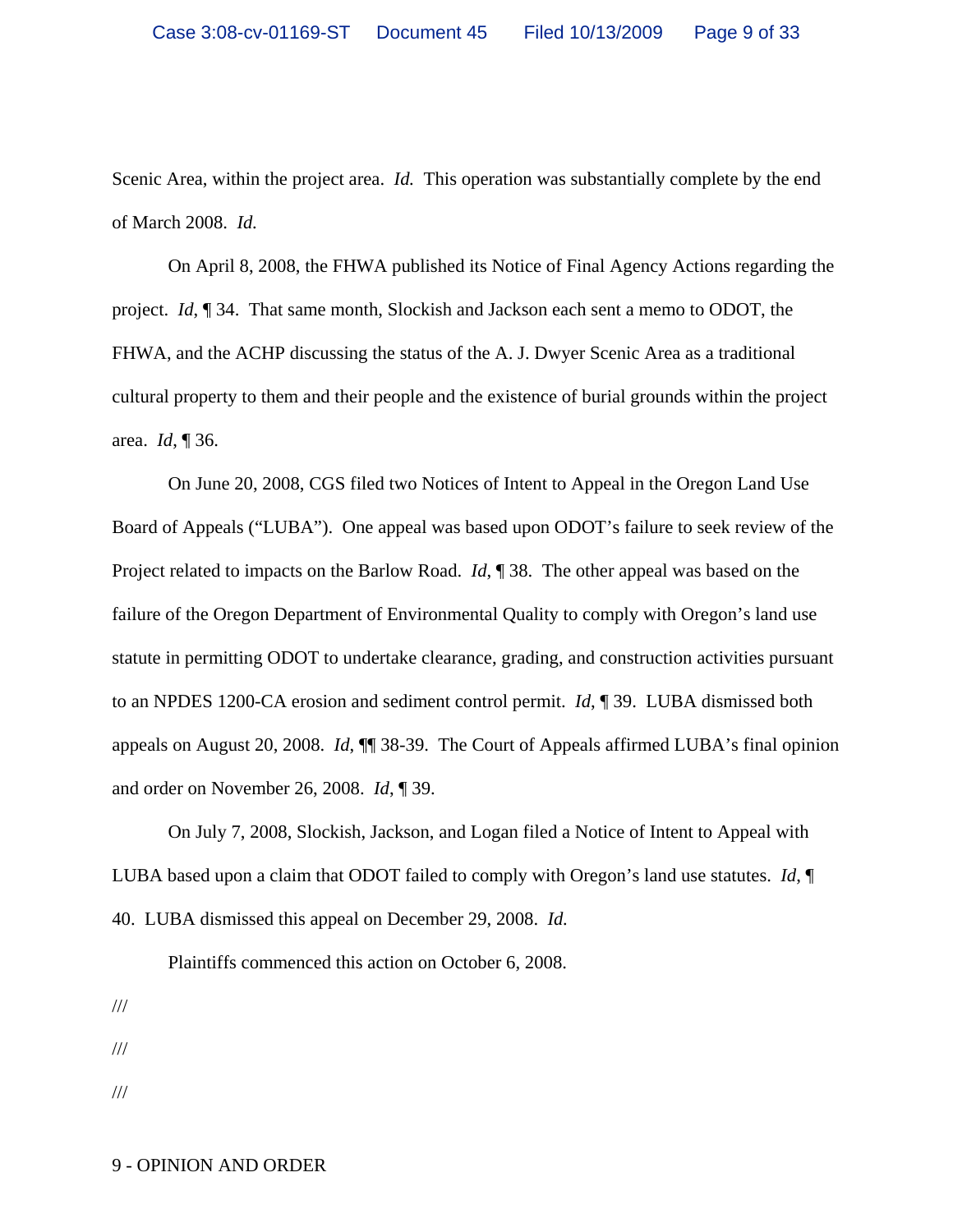Scenic Area, within the project area. *Id.* This operation was substantially complete by the end of March 2008. *Id.*

On April 8, 2008, the FHWA published its Notice of Final Agency Actions regarding the project. *Id*, ¶ 34. That same month, Slockish and Jackson each sent a memo to ODOT, the FHWA, and the ACHP discussing the status of the A. J. Dwyer Scenic Area as a traditional cultural property to them and their people and the existence of burial grounds within the project area. *Id*, ¶ 36.

On June 20, 2008, CGS filed two Notices of Intent to Appeal in the Oregon Land Use Board of Appeals ("LUBA"). One appeal was based upon ODOT's failure to seek review of the Project related to impacts on the Barlow Road. *Id*, ¶ 38. The other appeal was based on the failure of the Oregon Department of Environmental Quality to comply with Oregon's land use statute in permitting ODOT to undertake clearance, grading, and construction activities pursuant to an NPDES 1200-CA erosion and sediment control permit. *Id*, ¶ 39. LUBA dismissed both appeals on August 20, 2008. *Id*, ¶¶ 38-39. The Court of Appeals affirmed LUBA's final opinion and order on November 26, 2008. *Id*, ¶ 39.

On July 7, 2008, Slockish, Jackson, and Logan filed a Notice of Intent to Appeal with LUBA based upon a claim that ODOT failed to comply with Oregon's land use statutes. *Id*, ¶ 40. LUBA dismissed this appeal on December 29, 2008. *Id.*

Plaintiffs commenced this action on October 6, 2008.

///

///

///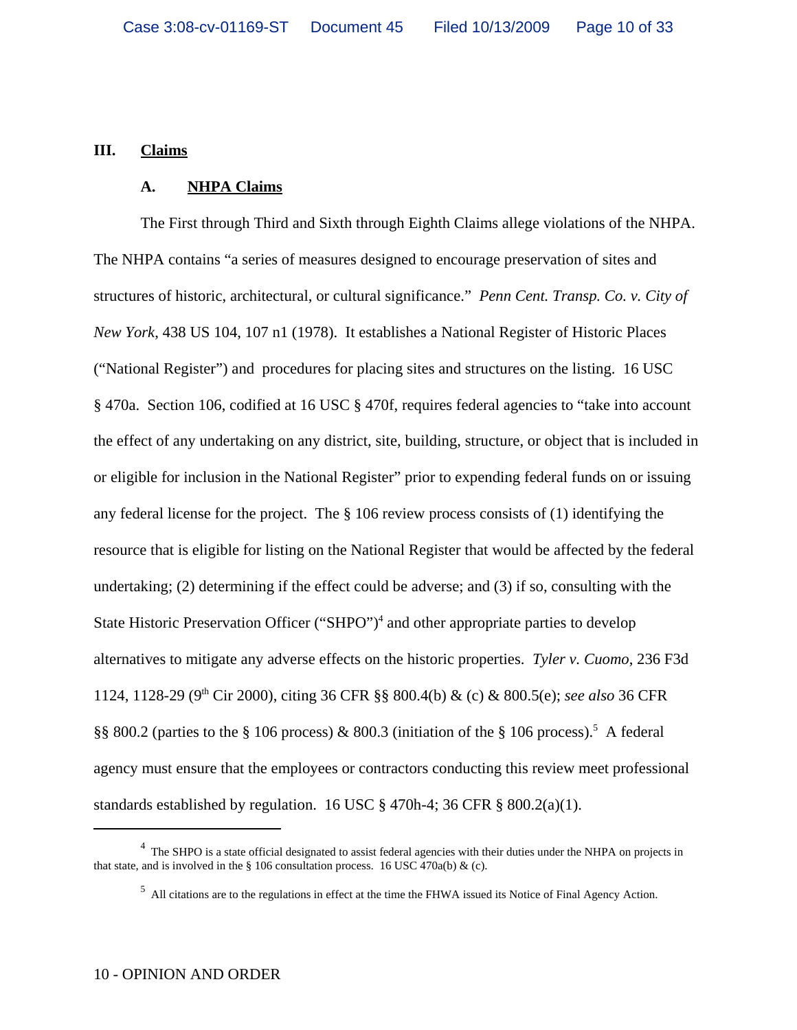## III. Claims

### A. NHPA Claims

The First through Third and Sixth through Eighth Claims allege violations of the NHPA. The NHPA contains "a series of measures designed to encourage preservation of sites and structures of historic, architectural, or cultural significance." *Penn Cent. Transp. Co. v. City of New York*, 438 US 104, 107 n1 (1978). It establishes a National Register of Historic Places ("National Register") and procedures for placing sites and structures on the listing. 16 USC § 470a. Section 106, codified at 16 USC § 470f, requires federal agencies to "take into account the effect of any undertaking on any district, site, building, structure, or object that is included in or eligible for inclusion in the National Register" prior to expending federal funds on or issuing any federal license for the project. The § 106 review process consists of (1) identifying the resource that is eligible for listing on the National Register that would be affected by the federal undertaking; (2) determining if the effect could be adverse; and (3) if so, consulting with the State Historic Preservation Officer ("SHPO")[4] and other appropriate parties to develop alternatives to mitigate any adverse effects on the historic properties. *Tyler v. Cuomo*, 236 F3d 1124, 1128-29 (9th Cir 2000), citing 36 CFR §§ 800.4(b) & (c) & 800.5(e); *see also* 36 CFR §§ 800.2 (parties to the § 106 process) & 800.3 (initiation of the § 106 process).[5] A federal agency must ensure that the employees or contractors conducting this review meet professional standards established by regulation. 16 USC § 470h-4; 36 CFR § 800.2(a)(1).

---

[4] The SHPO is a state official designated to assist federal agencies with their duties under the NHPA on projects in that state, and is involved in the § 106 consultation process. 16 USC 470a(b) & (c).

[5] All citations are to the regulations in effect at the time the FHWA issued its Notice of Final Agency Action.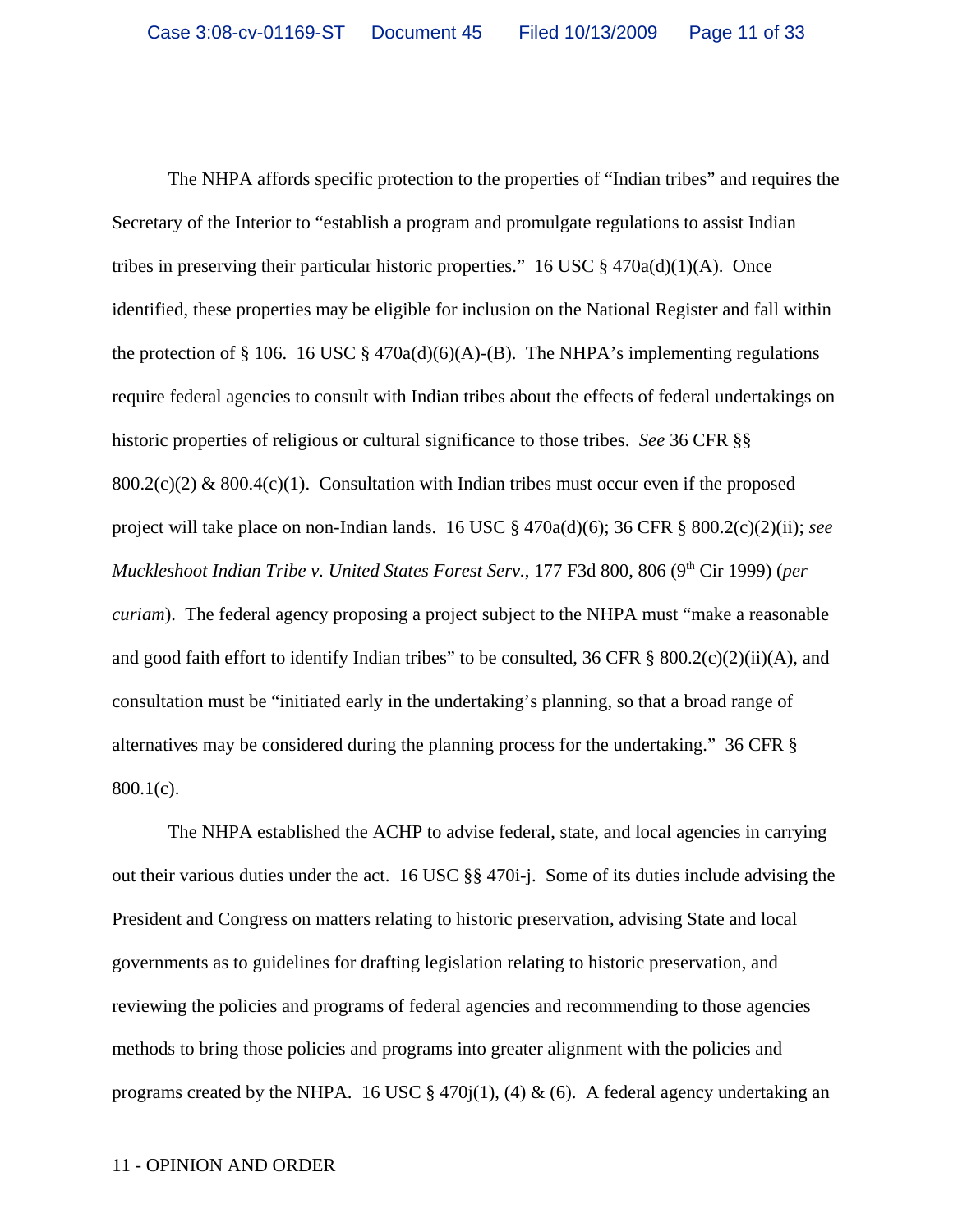The NHPA affords specific protection to the properties of “Indian tribes” and requires the Secretary of the Interior to “establish a program and promulgate regulations to assist Indian tribes in preserving their particular historic properties.” 16 USC § 470a(d)(1)(A). Once identified, these properties may be eligible for inclusion on the National Register and fall within the protection of § 106. 16 USC § 470a(d)(6)(A)-(B). The NHPA’s implementing regulations require federal agencies to consult with Indian tribes about the effects of federal undertakings on historic properties of religious or cultural significance to those tribes. *See* 36 CFR §§ 800.2(c)(2) & 800.4(c)(1). Consultation with Indian tribes must occur even if the proposed project will take place on non-Indian lands. 16 USC § 470a(d)(6); 36 CFR § 800.2(c)(2)(ii); *see Muckleshoot Indian Tribe v. United States Forest Serv.*, 177 F3d 800, 806 (9th Cir 1999) (*per curiam*). The federal agency proposing a project subject to the NHPA must “make a reasonable and good faith effort to identify Indian tribes” to be consulted, 36 CFR § 800.2(c)(2)(ii)(A), and consultation must be “initiated early in the undertaking’s planning, so that a broad range of alternatives may be considered during the planning process for the undertaking.” 36 CFR § 800.1(c).

The NHPA established the ACHP to advise federal, state, and local agencies in carrying out their various duties under the act. 16 USC §§ 470i-j. Some of its duties include advising the President and Congress on matters relating to historic preservation, advising State and local governments as to guidelines for drafting legislation relating to historic preservation, and reviewing the policies and programs of federal agencies and recommending to those agencies methods to bring those policies and programs into greater alignment with the policies and programs created by the NHPA. 16 USC § 470j(1), (4) & (6). A federal agency undertaking an

11 - OPINION AND ORDER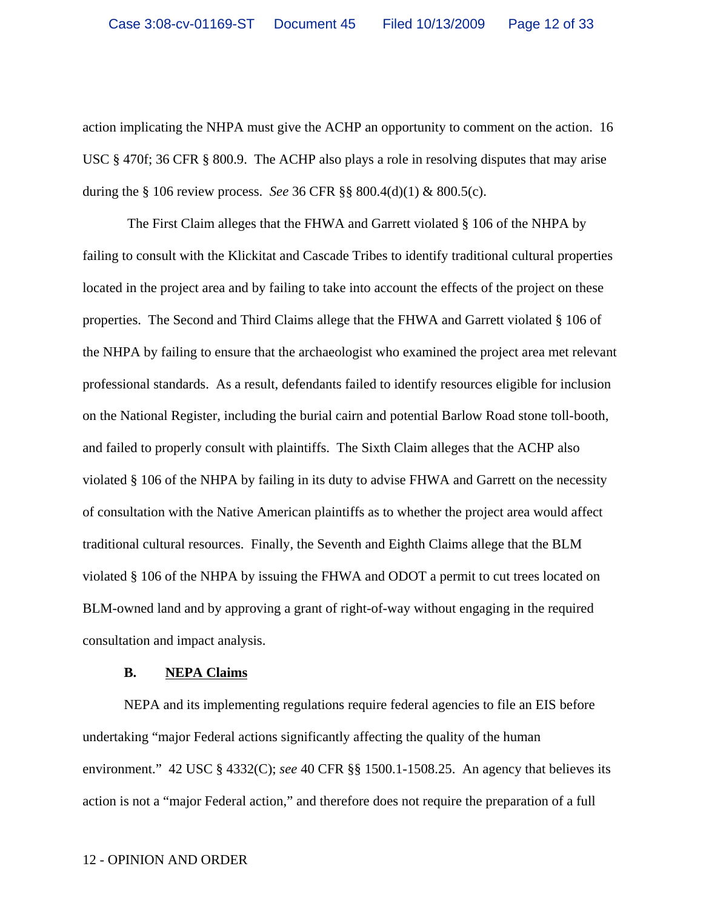action implicating the NHPA must give the ACHP an opportunity to comment on the action. 16 USC § 470f; 36 CFR § 800.9. The ACHP also plays a role in resolving disputes that may arise during the § 106 review process. *See* 36 CFR §§ 800.4(d)(1) & 800.5(c).

The First Claim alleges that the FHWA and Garrett violated § 106 of the NHPA by failing to consult with the Klickitat and Cascade Tribes to identify traditional cultural properties located in the project area and by failing to take into account the effects of the project on these properties. The Second and Third Claims allege that the FHWA and Garrett violated § 106 of the NHPA by failing to ensure that the archaeologist who examined the project area met relevant professional standards. As a result, defendants failed to identify resources eligible for inclusion on the National Register, including the burial cairn and potential Barlow Road stone toll-booth, and failed to properly consult with plaintiffs. The Sixth Claim alleges that the ACHP also violated § 106 of the NHPA by failing in its duty to advise FHWA and Garrett on the necessity of consultation with the Native American plaintiffs as to whether the project area would affect traditional cultural resources. Finally, the Seventh and Eighth Claims allege that the BLM violated § 106 of the NHPA by issuing the FHWA and ODOT a permit to cut trees located on BLM-owned land and by approving a grant of right-of-way without engaging in the required consultation and impact analysis.

### B. NEPA Claims

NEPA and its implementing regulations require federal agencies to file an EIS before undertaking "major Federal actions significantly affecting the quality of the human environment." 42 USC § 4332(C); *see* 40 CFR §§ 1500.1-1508.25. An agency that believes its action is not a "major Federal action," and therefore does not require the preparation of a full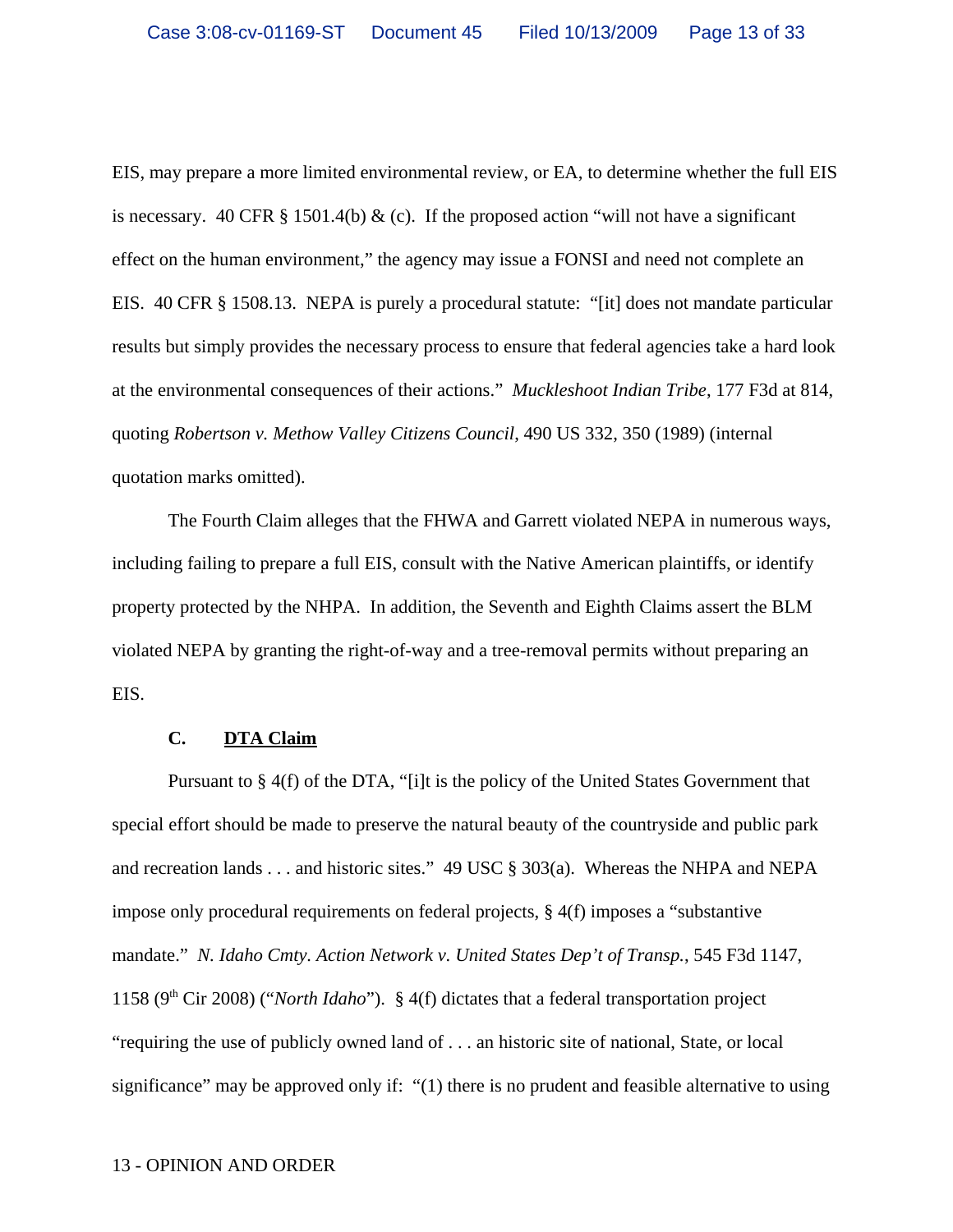EIS, may prepare a more limited environmental review, or EA, to determine whether the full EIS is necessary. 40 CFR § 1501.4(b) & (c). If the proposed action "will not have a significant effect on the human environment," the agency may issue a FONSI and need not complete an EIS. 40 CFR § 1508.13. NEPA is purely a procedural statute: "[it] does not mandate particular results but simply provides the necessary process to ensure that federal agencies take a hard look at the environmental consequences of their actions." *Muckleshoot Indian Tribe*, 177 F3d at 814, quoting *Robertson v. Methow Valley Citizens Council*, 490 US 332, 350 (1989) (internal quotation marks omitted).

The Fourth Claim alleges that the FHWA and Garrett violated NEPA in numerous ways, including failing to prepare a full EIS, consult with the Native American plaintiffs, or identify property protected by the NHPA. In addition, the Seventh and Eighth Claims assert the BLM violated NEPA by granting the right-of-way and a tree-removal permits without preparing an EIS.

### C. DTA Claim

Pursuant to § 4(f) of the DTA, "[i]t is the policy of the United States Government that special effort should be made to preserve the natural beauty of the countryside and public park and recreation lands . . . and historic sites." 49 USC § 303(a). Whereas the NHPA and NEPA impose only procedural requirements on federal projects, § 4(f) imposes a "substantive mandate." *N. Idaho Cmty. Action Network v. United States Dep't of Transp.*, 545 F3d 1147, 1158 (9th Cir 2008) ("*North Idaho*"). § 4(f) dictates that a federal transportation project "requiring the use of publicly owned land of . . . an historic site of national, State, or local significance" may be approved only if: "(1) there is no prudent and feasible alternative to using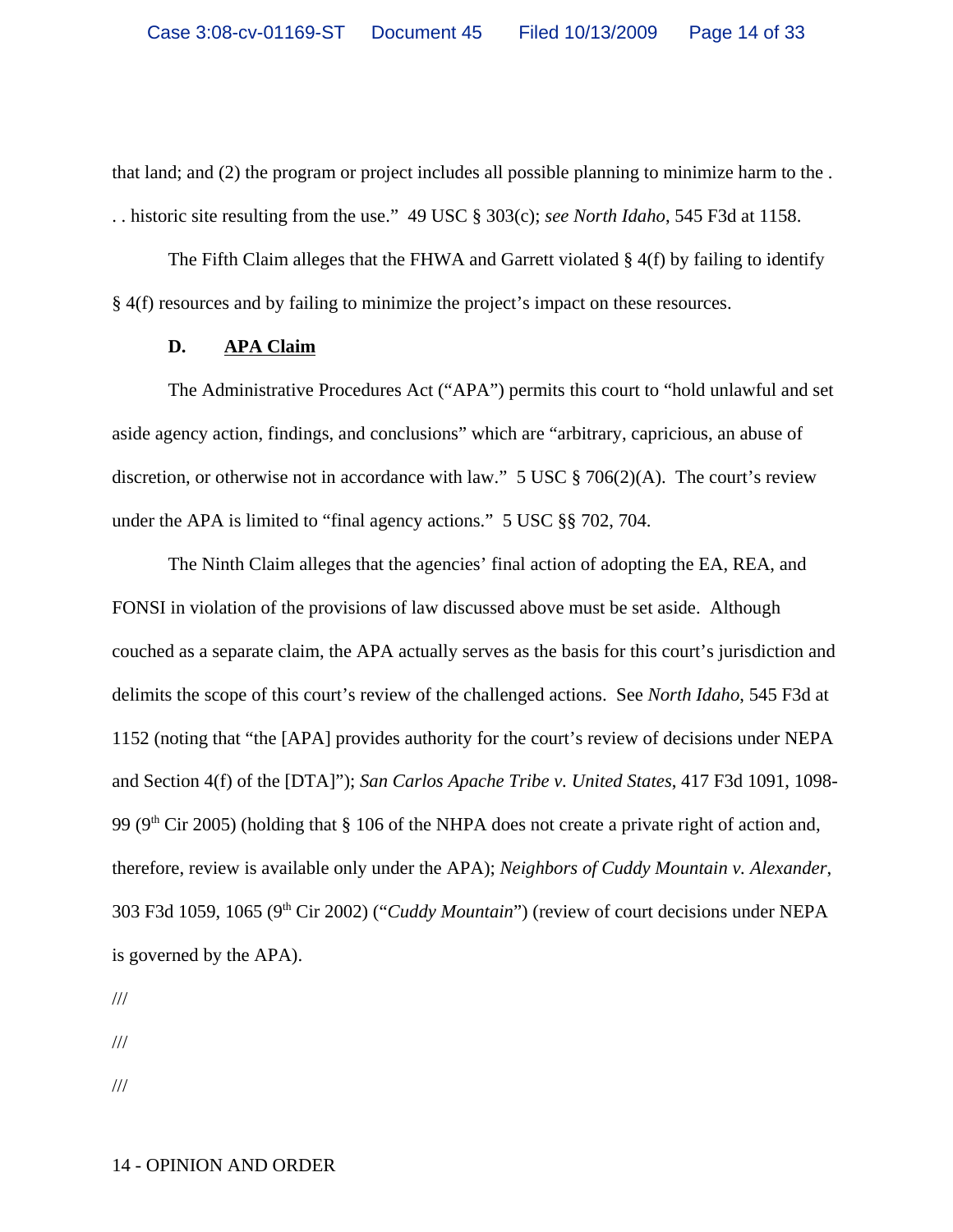that land; and (2) the program or project includes all possible planning to minimize harm to the . . . historic site resulting from the use." 49 USC § 303(c); *see North Idaho*, 545 F3d at 1158.

The Fifth Claim alleges that the FHWA and Garrett violated § 4(f) by failing to identify § 4(f) resources and by failing to minimize the project's impact on these resources.

### D. APA Claim

The Administrative Procedures Act ("APA") permits this court to "hold unlawful and set aside agency action, findings, and conclusions" which are "arbitrary, capricious, an abuse of discretion, or otherwise not in accordance with law." 5 USC § 706(2)(A). The court's review under the APA is limited to "final agency actions." 5 USC §§ 702, 704.

The Ninth Claim alleges that the agencies' final action of adopting the EA, REA, and FONSI in violation of the provisions of law discussed above must be set aside. Although couched as a separate claim, the APA actually serves as the basis for this court's jurisdiction and delimits the scope of this court's review of the challenged actions. See *North Idaho*, 545 F3d at 1152 (noting that "the [APA] provides authority for the court's review of decisions under NEPA and Section 4(f) of the [DTA]"); *San Carlos Apache Tribe v. United States*, 417 F3d 1091, 1098-99 (9th Cir 2005) (holding that § 106 of the NHPA does not create a private right of action and, therefore, review is available only under the APA); *Neighbors of Cuddy Mountain v. Alexander*, 303 F3d 1059, 1065 (9th Cir 2002) ("*Cuddy Mountain*") (review of court decisions under NEPA is governed by the APA).

///

///

///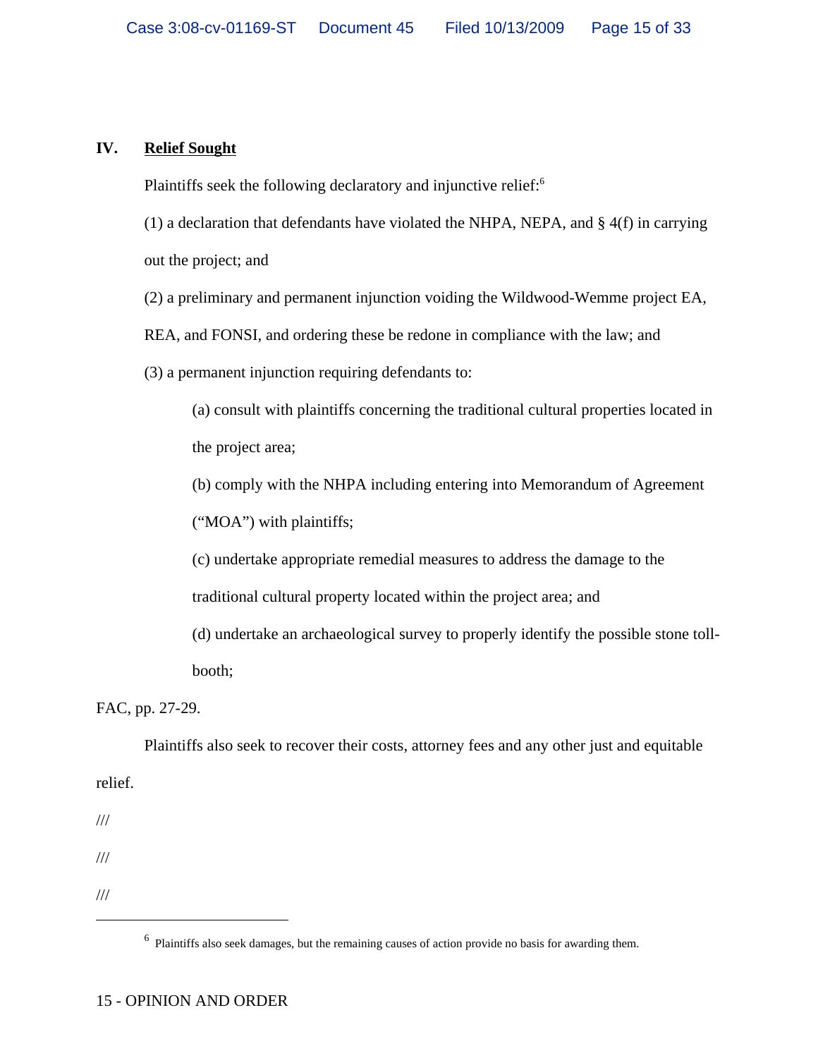## IV. **Relief Sought**

Plaintiffs seek the following declaratory and injunctive relief:[6]

(1) a declaration that defendants have violated the NHPA, NEPA, and § 4(f) in carrying out the project; and

(2) a preliminary and permanent injunction voiding the Wildwood-Wemme project EA, REA, and FONSI, and ordering these be redone in compliance with the law; and

(3) a permanent injunction requiring defendants to:

> (a) consult with plaintiffs concerning the traditional cultural properties located in the project area;
>
> (b) comply with the NHPA including entering into Memorandum of Agreement ("MOA") with plaintiffs;
>
> (c) undertake appropriate remedial measures to address the damage to the traditional cultural property located within the project area; and
>
> (d) undertake an archaeological survey to properly identify the possible stone toll-booth;

FAC, pp. 27-29.

Plaintiffs also seek to recover their costs, attorney fees and any other just and equitable relief.

///

///

///

---

[6] Plaintiffs also seek damages, but the remaining causes of action provide no basis for awarding them.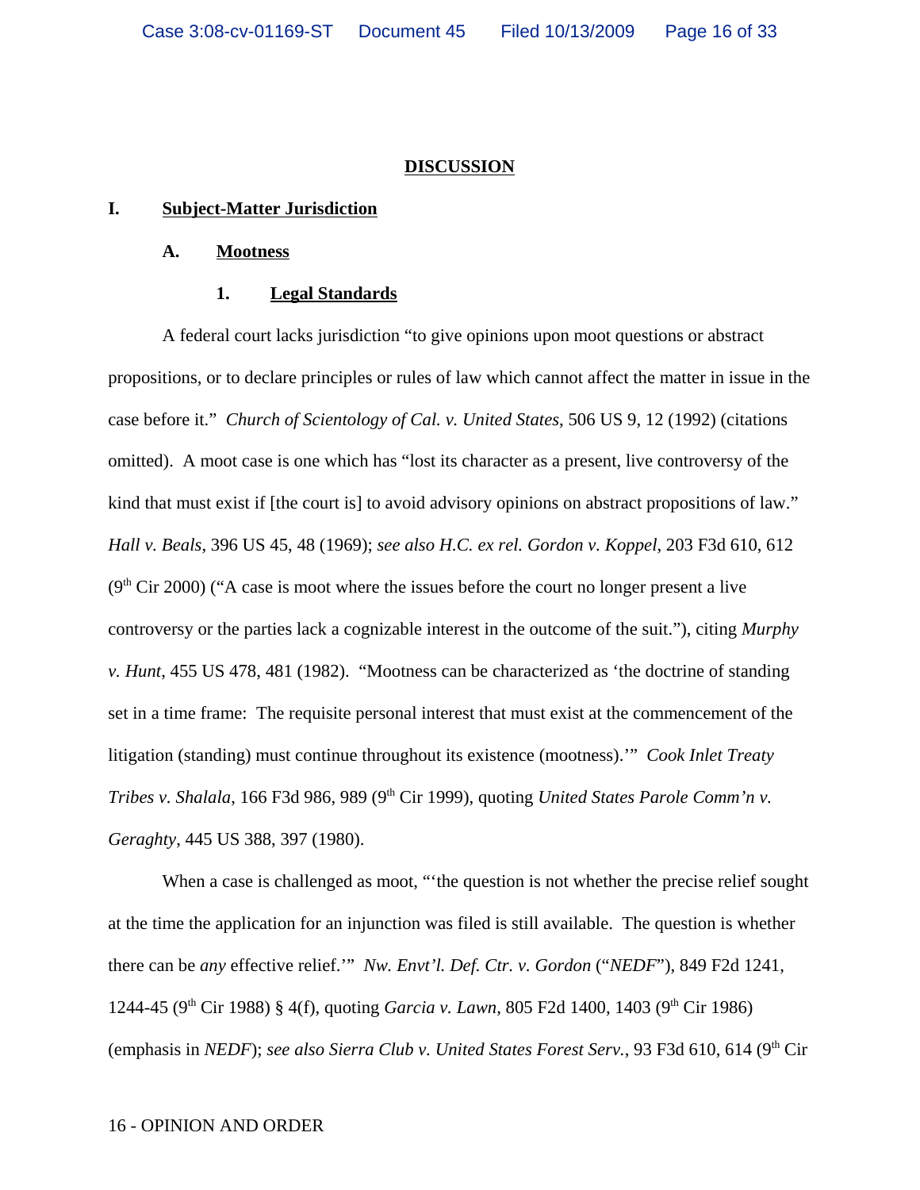## DISCUSSION

### I. Subject-Matter Jurisdiction

#### A. Mootness

##### 1. Legal Standards

A federal court lacks jurisdiction "to give opinions upon moot questions or abstract propositions, or to declare principles or rules of law which cannot affect the matter in issue in the case before it." *Church of Scientology of Cal. v. United States*, 506 US 9, 12 (1992) (citations omitted). A moot case is one which has "lost its character as a present, live controversy of the kind that must exist if [the court is] to avoid advisory opinions on abstract propositions of law." *Hall v. Beals*, 396 US 45, 48 (1969); *see also H.C. ex rel. Gordon v. Koppel*, 203 F3d 610, 612 (9th Cir 2000) ("A case is moot where the issues before the court no longer present a live controversy or the parties lack a cognizable interest in the outcome of the suit."), citing *Murphy v. Hunt*, 455 US 478, 481 (1982). "Mootness can be characterized as 'the doctrine of standing set in a time frame: The requisite personal interest that must exist at the commencement of the litigation (standing) must continue throughout its existence (mootness).'" *Cook Inlet Treaty Tribes v. Shalala*, 166 F3d 986, 989 (9th Cir 1999), quoting *United States Parole Comm'n v. Geraghty*, 445 US 388, 397 (1980).

When a case is challenged as moot, "'the question is not whether the precise relief sought at the time the application for an injunction was filed is still available. The question is whether there can be *any* effective relief.'" *Nw. Envt'l. Def. Ctr. v. Gordon* ("*NEDF*"), 849 F2d 1241, 1244-45 (9th Cir 1988) § 4(f), quoting *Garcia v. Lawn*, 805 F2d 1400, 1403 (9th Cir 1986) (emphasis in *NEDF*); *see also Sierra Club v. United States Forest Serv.*, 93 F3d 610, 614 (9th Cir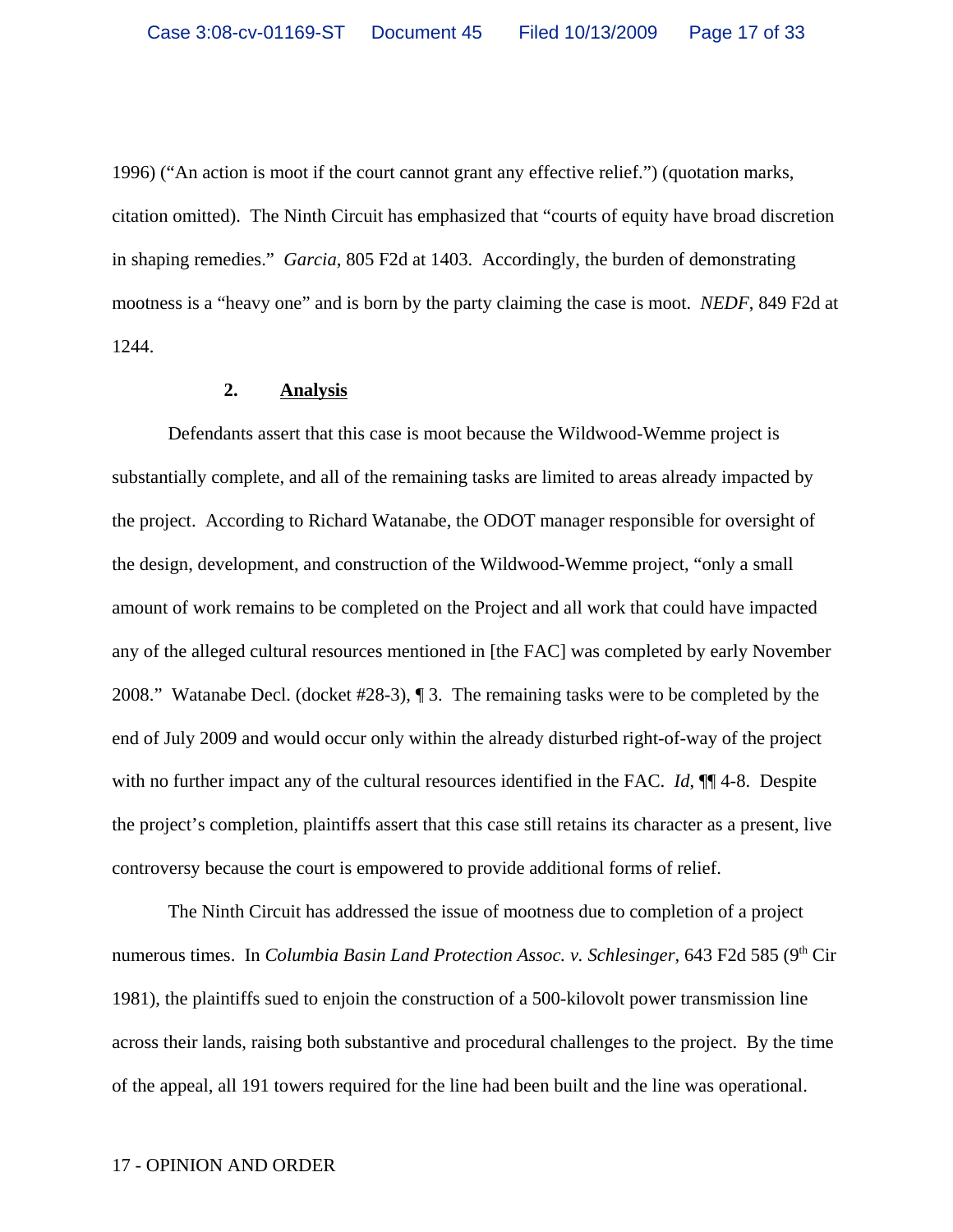1996) ("An action is moot if the court cannot grant any effective relief.") (quotation marks, citation omitted). The Ninth Circuit has emphasized that "courts of equity have broad discretion in shaping remedies." *Garcia*, 805 F2d at 1403. Accordingly, the burden of demonstrating mootness is a "heavy one" and is born by the party claiming the case is moot. *NEDF*, 849 F2d at 1244.

### 2. Analysis

Defendants assert that this case is moot because the Wildwood-Wemme project is substantially complete, and all of the remaining tasks are limited to areas already impacted by the project. According to Richard Watanabe, the ODOT manager responsible for oversight of the design, development, and construction of the Wildwood-Wemme project, "only a small amount of work remains to be completed on the Project and all work that could have impacted any of the alleged cultural resources mentioned in [the FAC] was completed by early November 2008." Watanabe Decl. (docket #28-3), ¶ 3. The remaining tasks were to be completed by the end of July 2009 and would occur only within the already disturbed right-of-way of the project with no further impact any of the cultural resources identified in the FAC. *Id*, ¶¶ 4-8. Despite the project's completion, plaintiffs assert that this case still retains its character as a present, live controversy because the court is empowered to provide additional forms of relief.

The Ninth Circuit has addressed the issue of mootness due to completion of a project numerous times. In *Columbia Basin Land Protection Assoc. v. Schlesinger*, 643 F2d 585 (9th Cir 1981), the plaintiffs sued to enjoin the construction of a 500-kilovolt power transmission line across their lands, raising both substantive and procedural challenges to the project. By the time of the appeal, all 191 towers required for the line had been built and the line was operational.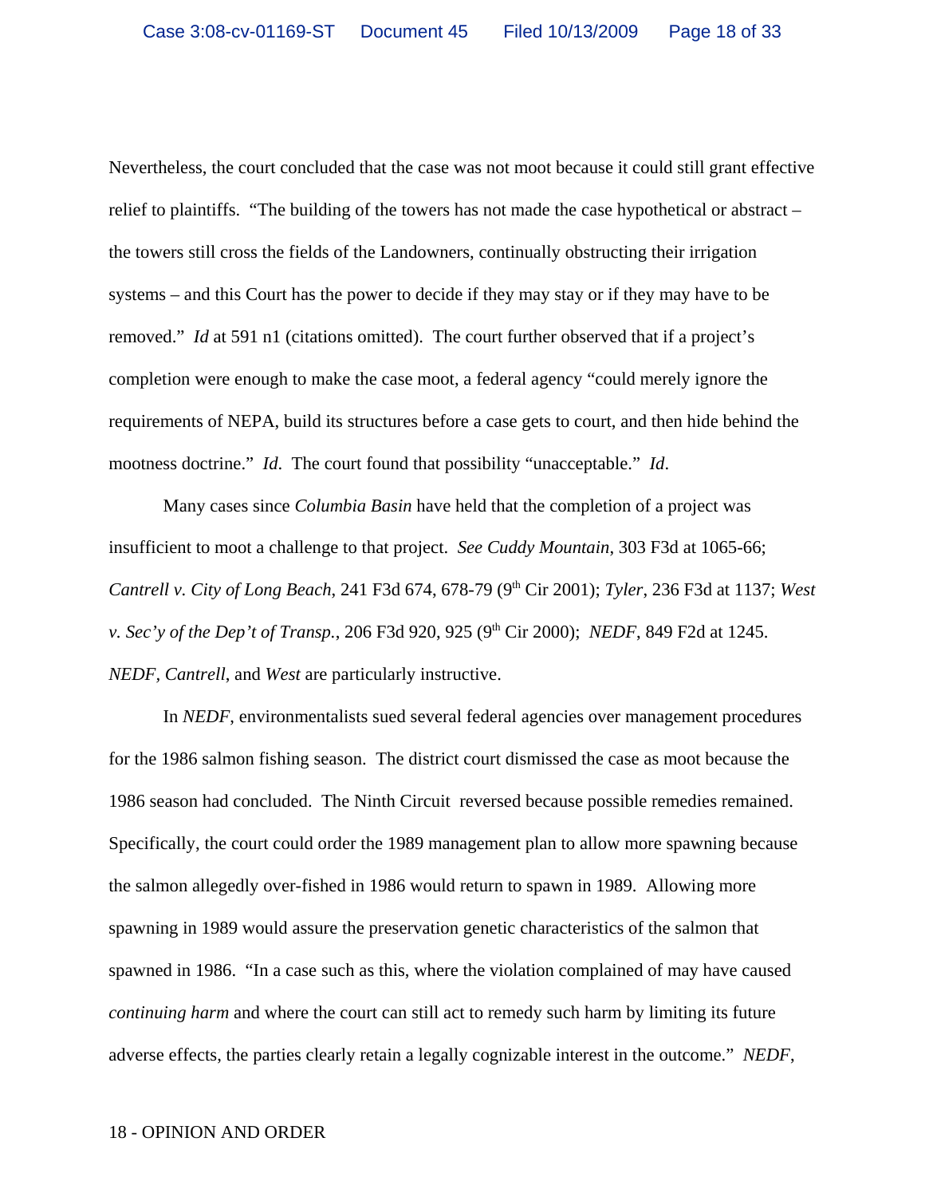Nevertheless, the court concluded that the case was not moot because it could still grant effective relief to plaintiffs. "The building of the towers has not made the case hypothetical or abstract – the towers still cross the fields of the Landowners, continually obstructing their irrigation systems – and this Court has the power to decide if they may stay or if they may have to be removed." *Id* at 591 n1 (citations omitted). The court further observed that if a project's completion were enough to make the case moot, a federal agency "could merely ignore the requirements of NEPA, build its structures before a case gets to court, and then hide behind the mootness doctrine." *Id.* The court found that possibility "unacceptable." *Id*.

Many cases since *Columbia Basin* have held that the completion of a project was insufficient to moot a challenge to that project. *See Cuddy Mountain*, 303 F3d at 1065-66; *Cantrell v. City of Long Beach*, 241 F3d 674, 678-79 (9th Cir 2001); *Tyler*, 236 F3d at 1137; *West v. Sec'y of the Dep't of Transp.*, 206 F3d 920, 925 (9th Cir 2000); *NEDF*, 849 F2d at 1245. *NEDF*, *Cantrell*, and *West* are particularly instructive.

In *NEDF*, environmentalists sued several federal agencies over management procedures for the 1986 salmon fishing season. The district court dismissed the case as moot because the 1986 season had concluded. The Ninth Circuit reversed because possible remedies remained. Specifically, the court could order the 1989 management plan to allow more spawning because the salmon allegedly over-fished in 1986 would return to spawn in 1989. Allowing more spawning in 1989 would assure the preservation genetic characteristics of the salmon that spawned in 1986. "In a case such as this, where the violation complained of may have caused *continuing harm* and where the court can still act to remedy such harm by limiting its future adverse effects, the parties clearly retain a legally cognizable interest in the outcome." *NEDF*,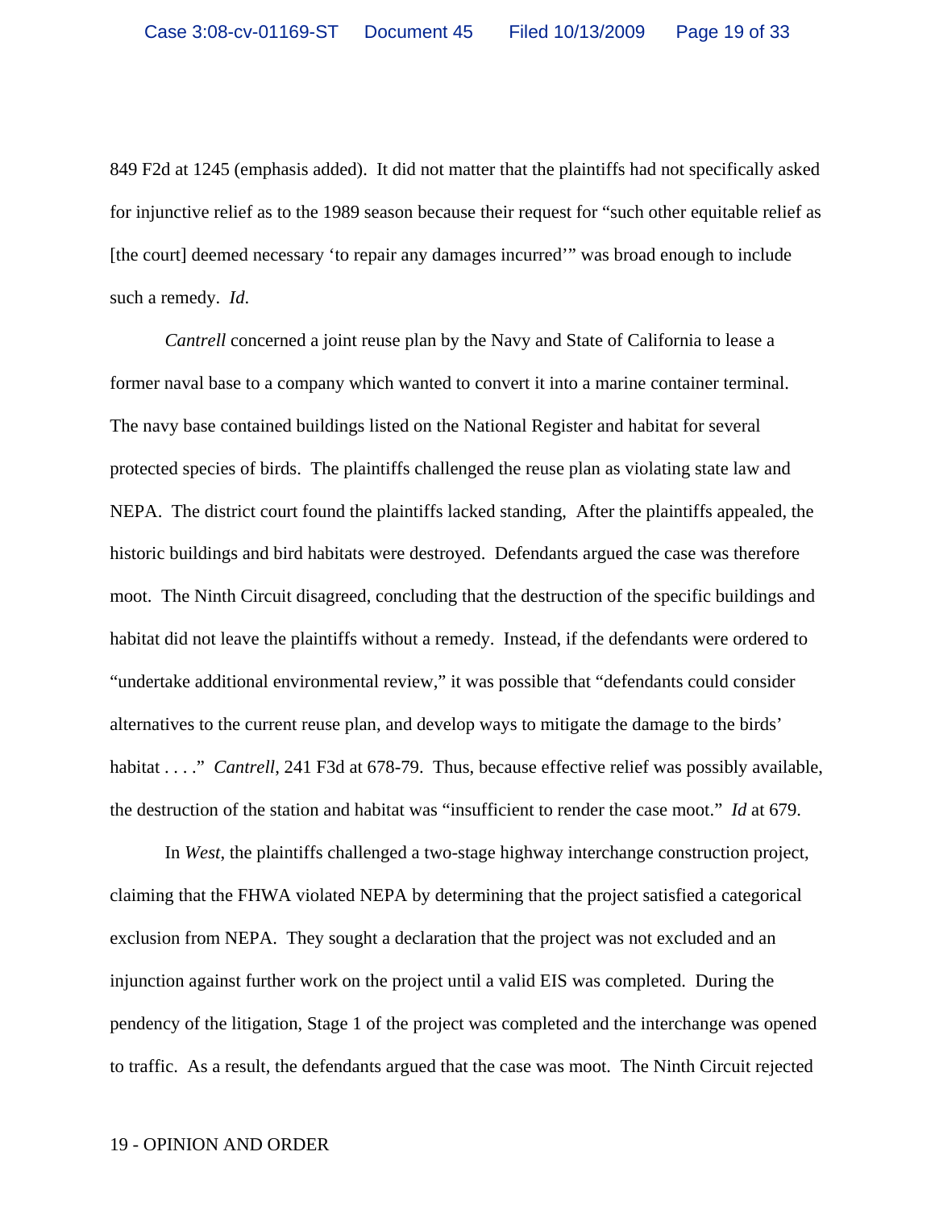849 F2d at 1245 (emphasis added). It did not matter that the plaintiffs had not specifically asked for injunctive relief as to the 1989 season because their request for "such other equitable relief as [the court] deemed necessary 'to repair any damages incurred'" was broad enough to include such a remedy. *Id.*

*Cantrell* concerned a joint reuse plan by the Navy and State of California to lease a former naval base to a company which wanted to convert it into a marine container terminal. The navy base contained buildings listed on the National Register and habitat for several protected species of birds. The plaintiffs challenged the reuse plan as violating state law and NEPA. The district court found the plaintiffs lacked standing, After the plaintiffs appealed, the historic buildings and bird habitats were destroyed. Defendants argued the case was therefore moot. The Ninth Circuit disagreed, concluding that the destruction of the specific buildings and habitat did not leave the plaintiffs without a remedy. Instead, if the defendants were ordered to "undertake additional environmental review," it was possible that "defendants could consider alternatives to the current reuse plan, and develop ways to mitigate the damage to the birds' habitat . . . ." *Cantrell*, 241 F3d at 678-79. Thus, because effective relief was possibly available, the destruction of the station and habitat was "insufficient to render the case moot." *Id* at 679.

In *West*, the plaintiffs challenged a two-stage highway interchange construction project, claiming that the FHWA violated NEPA by determining that the project satisfied a categorical exclusion from NEPA. They sought a declaration that the project was not excluded and an injunction against further work on the project until a valid EIS was completed. During the pendency of the litigation, Stage 1 of the project was completed and the interchange was opened to traffic. As a result, the defendants argued that the case was moot. The Ninth Circuit rejected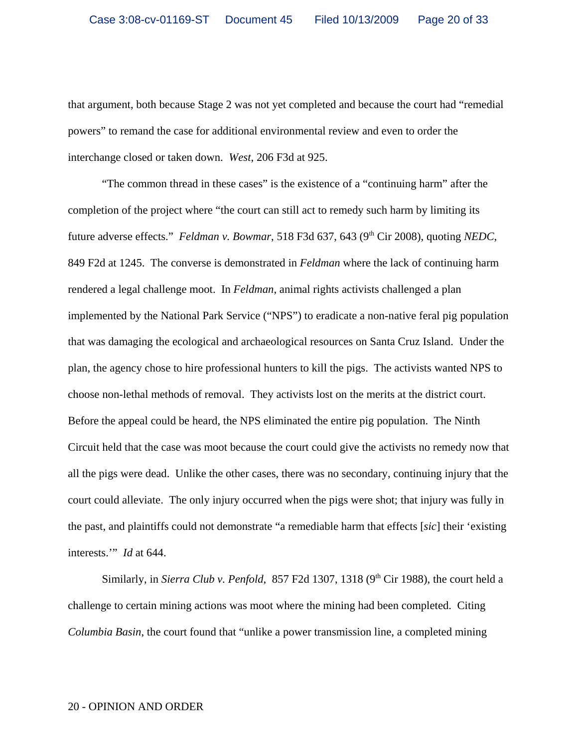that argument, both because Stage 2 was not yet completed and because the court had "remedial powers" to remand the case for additional environmental review and even to order the interchange closed or taken down. *West*, 206 F3d at 925.

"The common thread in these cases" is the existence of a "continuing harm" after the completion of the project where "the court can still act to remedy such harm by limiting its future adverse effects." *Feldman v. Bowmar*, 518 F3d 637, 643 (9th Cir 2008), quoting *NEDC*, 849 F2d at 1245. The converse is demonstrated in *Feldman* where the lack of continuing harm rendered a legal challenge moot. In *Feldman*, animal rights activists challenged a plan implemented by the National Park Service ("NPS") to eradicate a non-native feral pig population that was damaging the ecological and archaeological resources on Santa Cruz Island. Under the plan, the agency chose to hire professional hunters to kill the pigs. The activists wanted NPS to choose non-lethal methods of removal. They activists lost on the merits at the district court. Before the appeal could be heard, the NPS eliminated the entire pig population. The Ninth Circuit held that the case was moot because the court could give the activists no remedy now that all the pigs were dead. Unlike the other cases, there was no secondary, continuing injury that the court could alleviate. The only injury occurred when the pigs were shot; that injury was fully in the past, and plaintiffs could not demonstrate "a remediable harm that effects [*sic*] their 'existing interests.'" *Id* at 644.

Similarly, in *Sierra Club v. Penfold*, 857 F2d 1307, 1318 (9th Cir 1988), the court held a challenge to certain mining actions was moot where the mining had been completed. Citing *Columbia Basin*, the court found that "unlike a power transmission line, a completed mining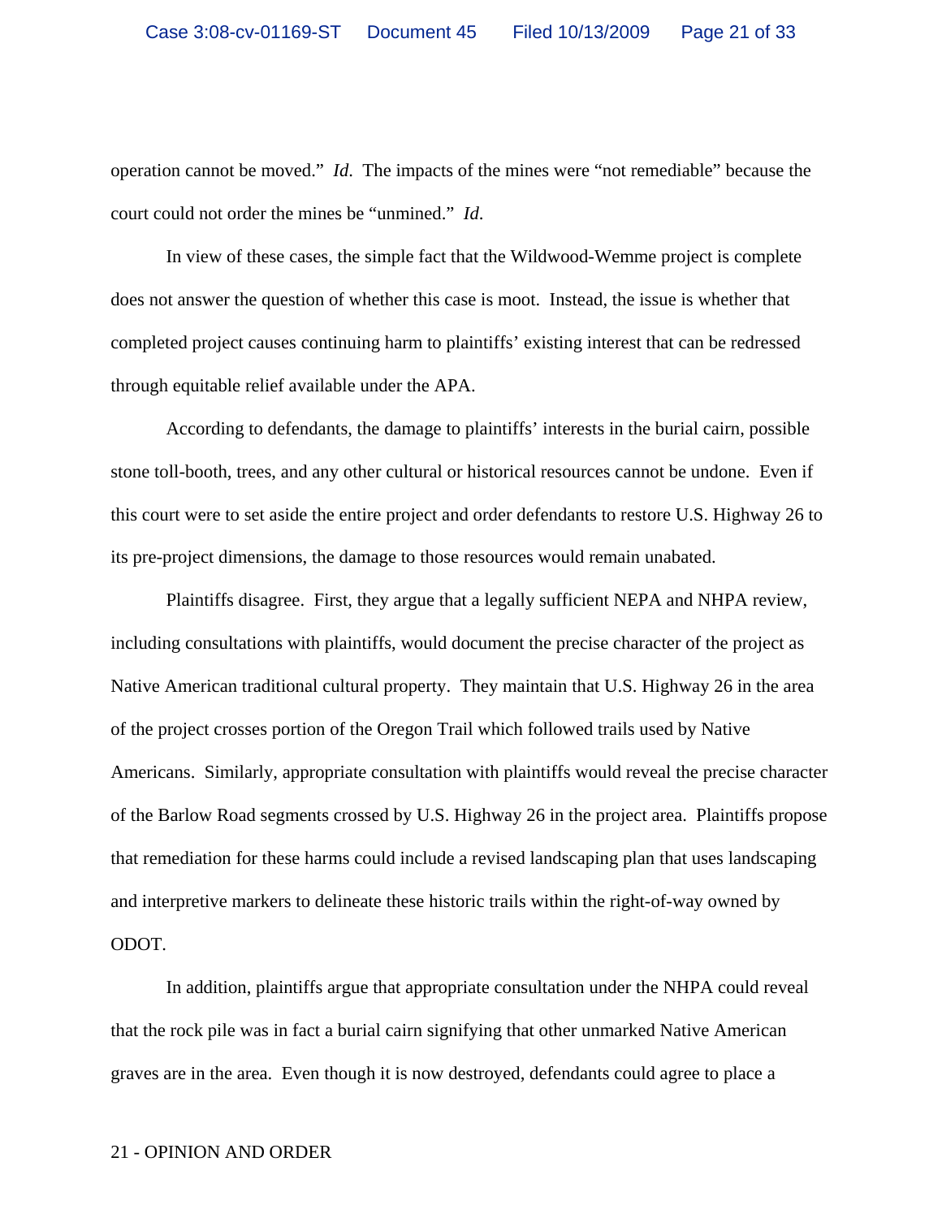operation cannot be moved." *Id*. The impacts of the mines were "not remediable" because the court could not order the mines be "unmined." *Id*.

In view of these cases, the simple fact that the Wildwood-Wemme project is complete does not answer the question of whether this case is moot. Instead, the issue is whether that completed project causes continuing harm to plaintiffs' existing interest that can be redressed through equitable relief available under the APA.

According to defendants, the damage to plaintiffs' interests in the burial cairn, possible stone toll-booth, trees, and any other cultural or historical resources cannot be undone. Even if this court were to set aside the entire project and order defendants to restore U.S. Highway 26 to its pre-project dimensions, the damage to those resources would remain unabated.

Plaintiffs disagree. First, they argue that a legally sufficient NEPA and NHPA review, including consultations with plaintiffs, would document the precise character of the project as Native American traditional cultural property. They maintain that U.S. Highway 26 in the area of the project crosses portion of the Oregon Trail which followed trails used by Native Americans. Similarly, appropriate consultation with plaintiffs would reveal the precise character of the Barlow Road segments crossed by U.S. Highway 26 in the project area. Plaintiffs propose that remediation for these harms could include a revised landscaping plan that uses landscaping and interpretive markers to delineate these historic trails within the right-of-way owned by ODOT.

In addition, plaintiffs argue that appropriate consultation under the NHPA could reveal that the rock pile was in fact a burial cairn signifying that other unmarked Native American graves are in the area. Even though it is now destroyed, defendants could agree to place a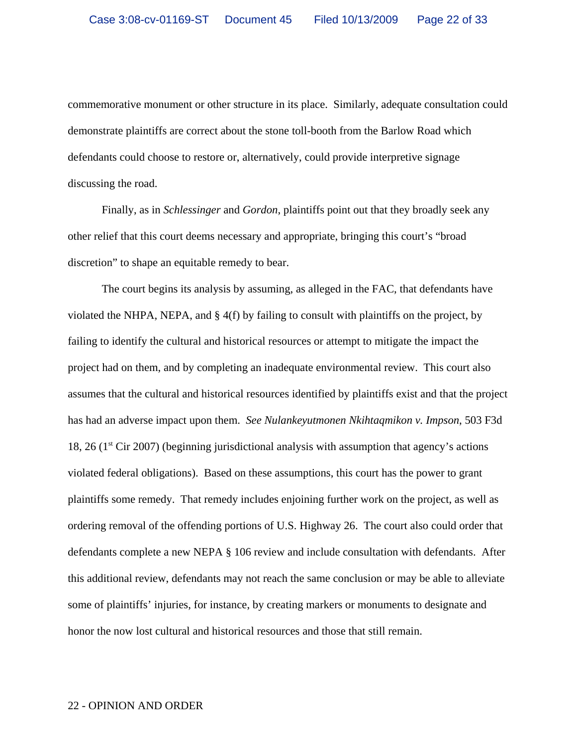commemorative monument or other structure in its place. Similarly, adequate consultation could demonstrate plaintiffs are correct about the stone toll-booth from the Barlow Road which defendants could choose to restore or, alternatively, could provide interpretive signage discussing the road.

Finally, as in *Schlessinger* and *Gordon*, plaintiffs point out that they broadly seek any other relief that this court deems necessary and appropriate, bringing this court's "broad discretion" to shape an equitable remedy to bear.

The court begins its analysis by assuming, as alleged in the FAC, that defendants have violated the NHPA, NEPA, and § 4(f) by failing to consult with plaintiffs on the project, by failing to identify the cultural and historical resources or attempt to mitigate the impact the project had on them, and by completing an inadequate environmental review. This court also assumes that the cultural and historical resources identified by plaintiffs exist and that the project has had an adverse impact upon them. *See Nulankeyutmonen Nkihtaqmikon v. Impson*, 503 F3d 18, 26 (1st Cir 2007) (beginning jurisdictional analysis with assumption that agency's actions violated federal obligations). Based on these assumptions, this court has the power to grant plaintiffs some remedy. That remedy includes enjoining further work on the project, as well as ordering removal of the offending portions of U.S. Highway 26. The court also could order that defendants complete a new NEPA § 106 review and include consultation with defendants. After this additional review, defendants may not reach the same conclusion or may be able to alleviate some of plaintiffs' injuries, for instance, by creating markers or monuments to designate and honor the now lost cultural and historical resources and those that still remain.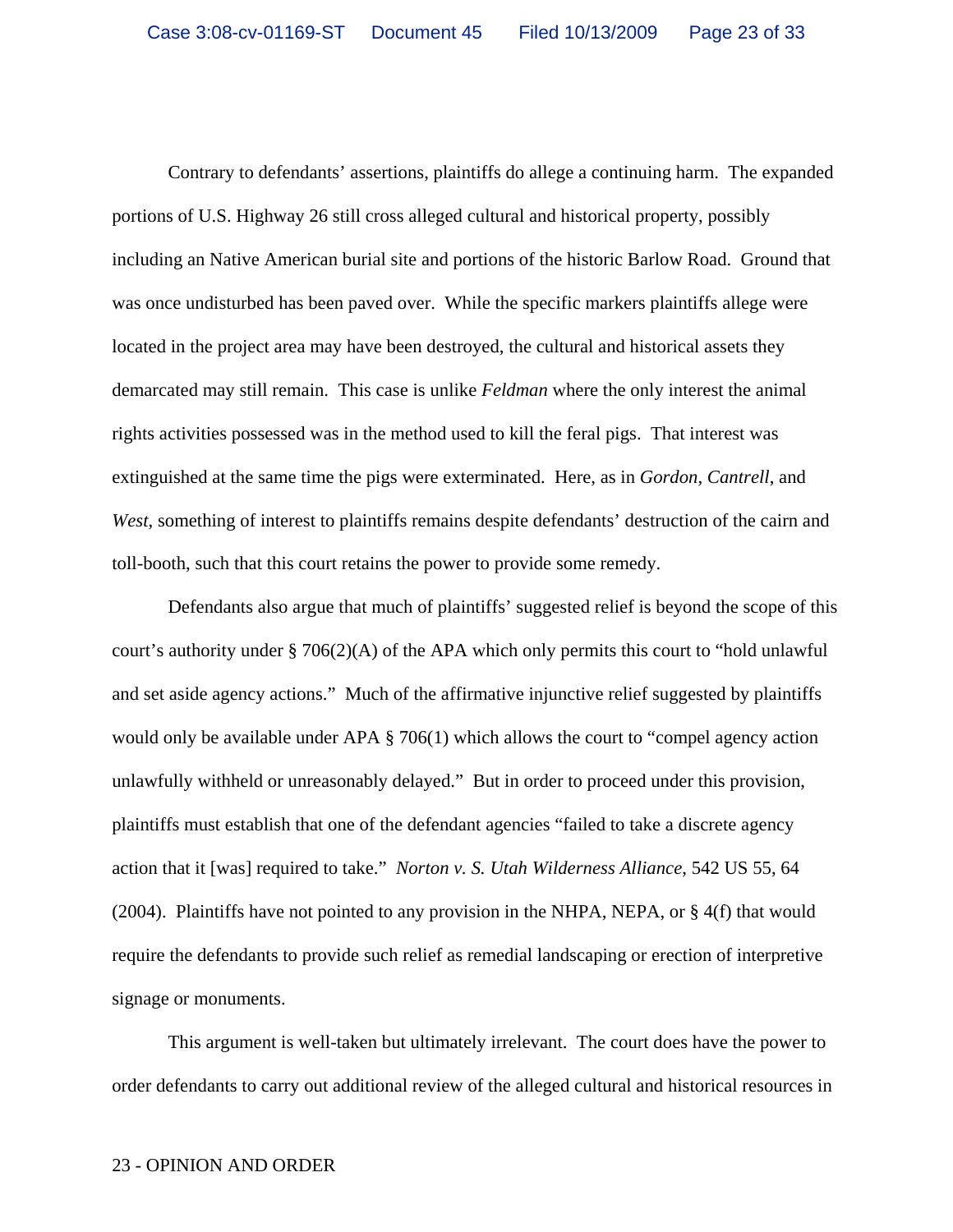Contrary to defendants' assertions, plaintiffs do allege a continuing harm. The expanded portions of U.S. Highway 26 still cross alleged cultural and historical property, possibly including an Native American burial site and portions of the historic Barlow Road. Ground that was once undisturbed has been paved over. While the specific markers plaintiffs allege were located in the project area may have been destroyed, the cultural and historical assets they demarcated may still remain. This case is unlike *Feldman* where the only interest the animal rights activities possessed was in the method used to kill the feral pigs. That interest was extinguished at the same time the pigs were exterminated. Here, as in *Gordon*, *Cantrell*, and *West*, something of interest to plaintiffs remains despite defendants' destruction of the cairn and toll-booth, such that this court retains the power to provide some remedy.

Defendants also argue that much of plaintiffs' suggested relief is beyond the scope of this court's authority under § 706(2)(A) of the APA which only permits this court to "hold unlawful and set aside agency actions." Much of the affirmative injunctive relief suggested by plaintiffs would only be available under APA § 706(1) which allows the court to "compel agency action unlawfully withheld or unreasonably delayed." But in order to proceed under this provision, plaintiffs must establish that one of the defendant agencies "failed to take a discrete agency action that it [was] required to take." *Norton v. S. Utah Wilderness Alliance*, 542 US 55, 64 (2004). Plaintiffs have not pointed to any provision in the NHPA, NEPA, or § 4(f) that would require the defendants to provide such relief as remedial landscaping or erection of interpretive signage or monuments.

This argument is well-taken but ultimately irrelevant. The court does have the power to order defendants to carry out additional review of the alleged cultural and historical resources in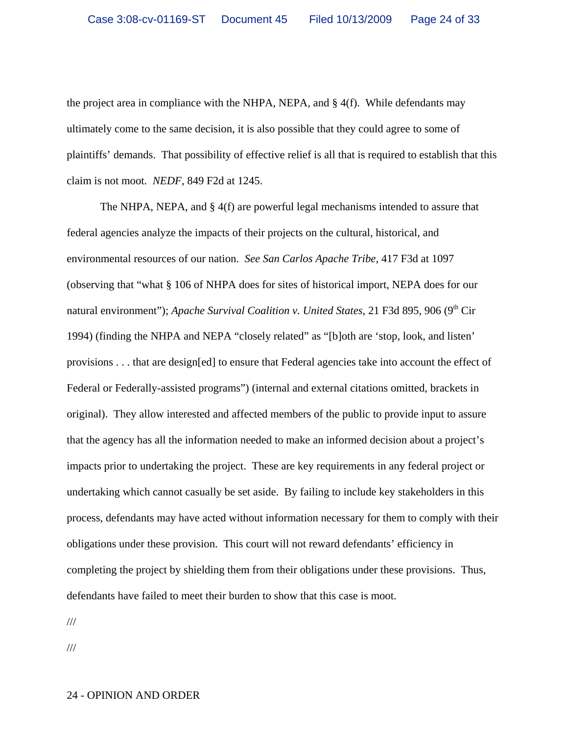the project area in compliance with the NHPA, NEPA, and § 4(f). While defendants may ultimately come to the same decision, it is also possible that they could agree to some of plaintiffs' demands. That possibility of effective relief is all that is required to establish that this claim is not moot. *NEDF*, 849 F2d at 1245.

The NHPA, NEPA, and § 4(f) are powerful legal mechanisms intended to assure that federal agencies analyze the impacts of their projects on the cultural, historical, and environmental resources of our nation. *See San Carlos Apache Tribe*, 417 F3d at 1097 (observing that "what § 106 of NHPA does for sites of historical import, NEPA does for our natural environment"); *Apache Survival Coalition v. United States*, 21 F3d 895, 906 (9th Cir 1994) (finding the NHPA and NEPA "closely related" as "[b]oth are 'stop, look, and listen' provisions . . . that are design[ed] to ensure that Federal agencies take into account the effect of Federal or Federally-assisted programs") (internal and external citations omitted, brackets in original). They allow interested and affected members of the public to provide input to assure that the agency has all the information needed to make an informed decision about a project's impacts prior to undertaking the project. These are key requirements in any federal project or undertaking which cannot casually be set aside. By failing to include key stakeholders in this process, defendants may have acted without information necessary for them to comply with their obligations under these provision. This court will not reward defendants' efficiency in completing the project by shielding them from their obligations under these provisions. Thus, defendants have failed to meet their burden to show that this case is moot.

///

///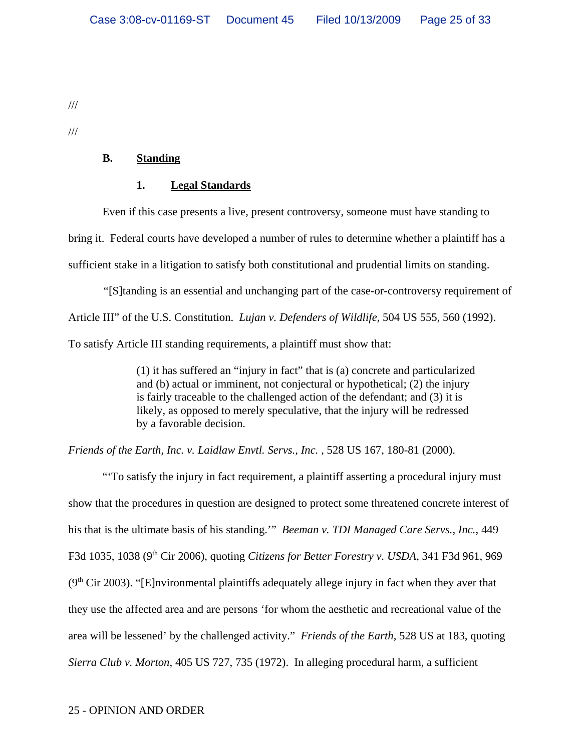///

///

### B. Standing

#### 1. Legal Standards

Even if this case presents a live, present controversy, someone must have standing to bring it. Federal courts have developed a number of rules to determine whether a plaintiff has a sufficient stake in a litigation to satisfy both constitutional and prudential limits on standing.

"[S]tanding is an essential and unchanging part of the case-or-controversy requirement of Article III" of the U.S. Constitution. *Lujan v. Defenders of Wildlife*, 504 US 555, 560 (1992). To satisfy Article III standing requirements, a plaintiff must show that:

> (1) it has suffered an "injury in fact" that is (a) concrete and particularized and (b) actual or imminent, not conjectural or hypothetical; (2) the injury is fairly traceable to the challenged action of the defendant; and (3) it is likely, as opposed to merely speculative, that the injury will be redressed by a favorable decision.

*Friends of the Earth, Inc. v. Laidlaw Envtl. Servs., Inc.* , 528 US 167, 180-81 (2000).

"'To satisfy the injury in fact requirement, a plaintiff asserting a procedural injury must show that the procedures in question are designed to protect some threatened concrete interest of his that is the ultimate basis of his standing.'" *Beeman v. TDI Managed Care Servs., Inc.*, 449 F3d 1035, 1038 (9th Cir 2006), quoting *Citizens for Better Forestry v. USDA*, 341 F3d 961, 969 (9th Cir 2003). "[E]nvironmental plaintiffs adequately allege injury in fact when they aver that they use the affected area and are persons 'for whom the aesthetic and recreational value of the area will be lessened' by the challenged activity." *Friends of the Earth*, 528 US at 183, quoting *Sierra Club v. Morton*, 405 US 727, 735 (1972). In alleging procedural harm, a sufficient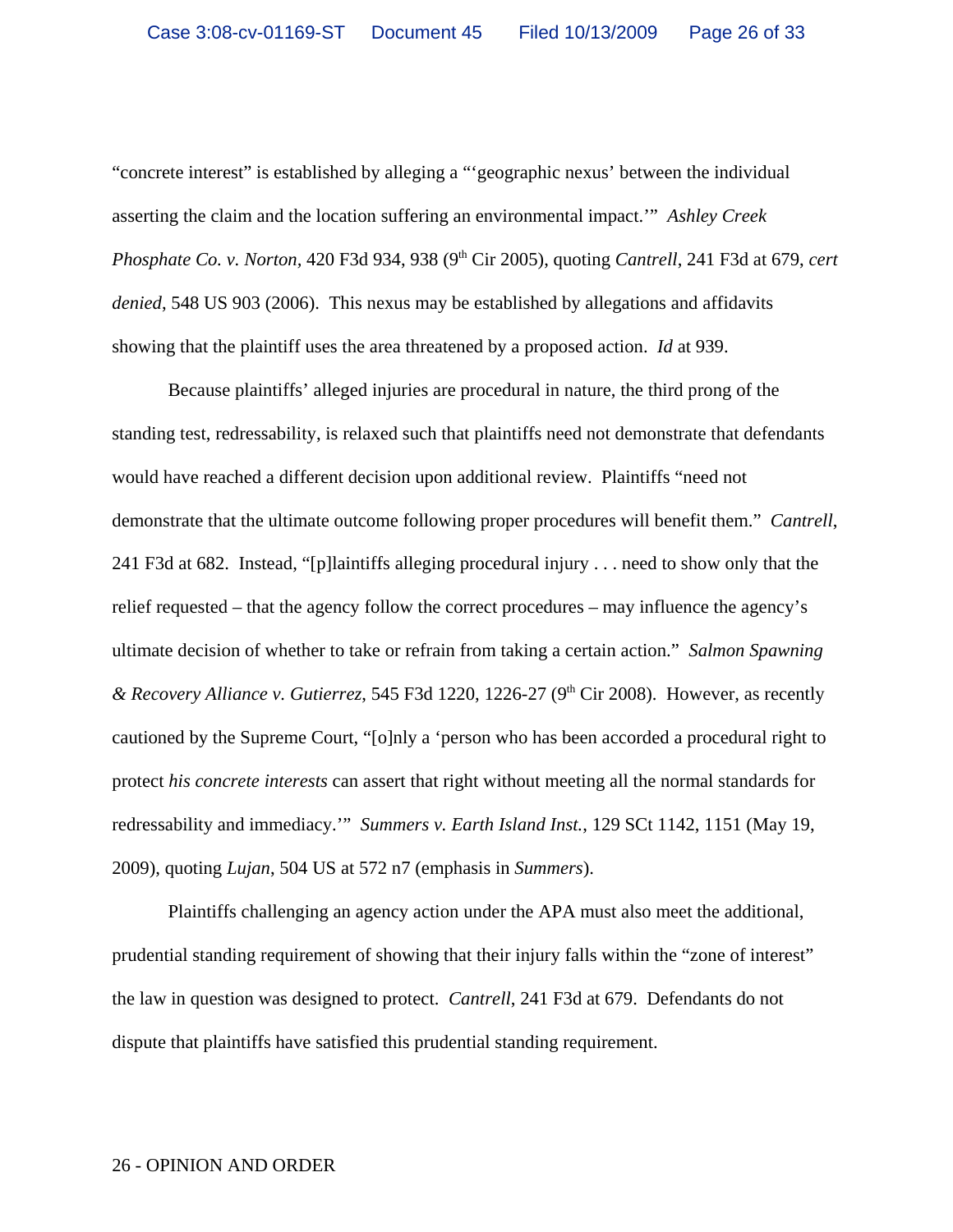"concrete interest" is established by alleging a "'geographic nexus' between the individual asserting the claim and the location suffering an environmental impact.'" *Ashley Creek Phosphate Co. v. Norton*, 420 F3d 934, 938 (9th Cir 2005), quoting *Cantrell*, 241 F3d at 679, *cert denied*, 548 US 903 (2006). This nexus may be established by allegations and affidavits showing that the plaintiff uses the area threatened by a proposed action. *Id* at 939.

Because plaintiffs' alleged injuries are procedural in nature, the third prong of the standing test, redressability, is relaxed such that plaintiffs need not demonstrate that defendants would have reached a different decision upon additional review. Plaintiffs "need not demonstrate that the ultimate outcome following proper procedures will benefit them." *Cantrell*, 241 F3d at 682. Instead, "[p]laintiffs alleging procedural injury . . . need to show only that the relief requested – that the agency follow the correct procedures – may influence the agency's ultimate decision of whether to take or refrain from taking a certain action." *Salmon Spawning & Recovery Alliance v. Gutierrez*, 545 F3d 1220, 1226-27 (9th Cir 2008). However, as recently cautioned by the Supreme Court, "[o]nly a 'person who has been accorded a procedural right to protect *his concrete interests* can assert that right without meeting all the normal standards for redressability and immediacy.'" *Summers v. Earth Island Inst.*, 129 SCt 1142, 1151 (May 19, 2009), quoting *Lujan*, 504 US at 572 n7 (emphasis in *Summers*).

Plaintiffs challenging an agency action under the APA must also meet the additional, prudential standing requirement of showing that their injury falls within the "zone of interest" the law in question was designed to protect. *Cantrell*, 241 F3d at 679. Defendants do not dispute that plaintiffs have satisfied this prudential standing requirement.

26 - OPINION AND ORDER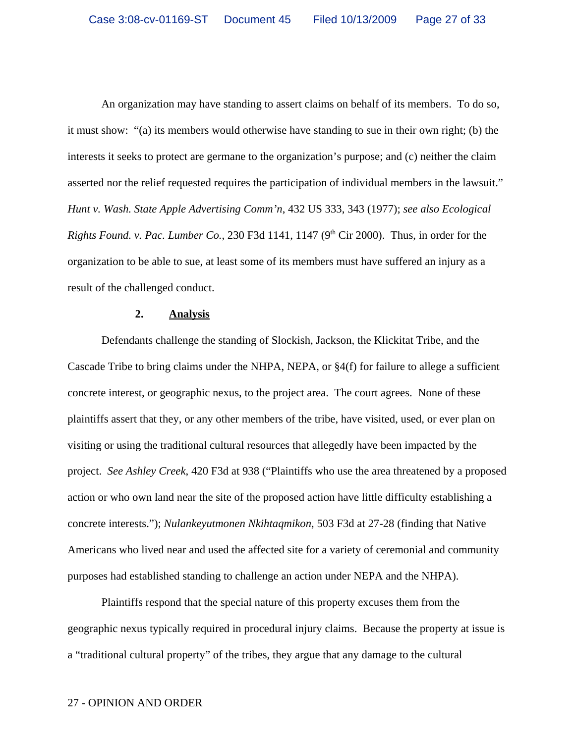An organization may have standing to assert claims on behalf of its members. To do so, it must show: "(a) its members would otherwise have standing to sue in their own right; (b) the interests it seeks to protect are germane to the organization's purpose; and (c) neither the claim asserted nor the relief requested requires the participation of individual members in the lawsuit." *Hunt v. Wash. State Apple Advertising Comm'n*, 432 US 333, 343 (1977); *see also Ecological Rights Found. v. Pac. Lumber Co.*, 230 F3d 1141, 1147 (9th Cir 2000). Thus, in order for the organization to be able to sue, at least some of its members must have suffered an injury as a result of the challenged conduct.

### 2. <u>Analysis</u>

Defendants challenge the standing of Slockish, Jackson, the Klickitat Tribe, and the Cascade Tribe to bring claims under the NHPA, NEPA, or §4(f) for failure to allege a sufficient concrete interest, or geographic nexus, to the project area. The court agrees. None of these plaintiffs assert that they, or any other members of the tribe, have visited, used, or ever plan on visiting or using the traditional cultural resources that allegedly have been impacted by the project. *See Ashley Creek*, 420 F3d at 938 ("Plaintiffs who use the area threatened by a proposed action or who own land near the site of the proposed action have little difficulty establishing a concrete interests."); *Nulankeyutmonen Nkihtaqmikon*, 503 F3d at 27-28 (finding that Native Americans who lived near and used the affected site for a variety of ceremonial and community purposes had established standing to challenge an action under NEPA and the NHPA).

Plaintiffs respond that the special nature of this property excuses them from the geographic nexus typically required in procedural injury claims. Because the property at issue is a "traditional cultural property" of the tribes, they argue that any damage to the cultural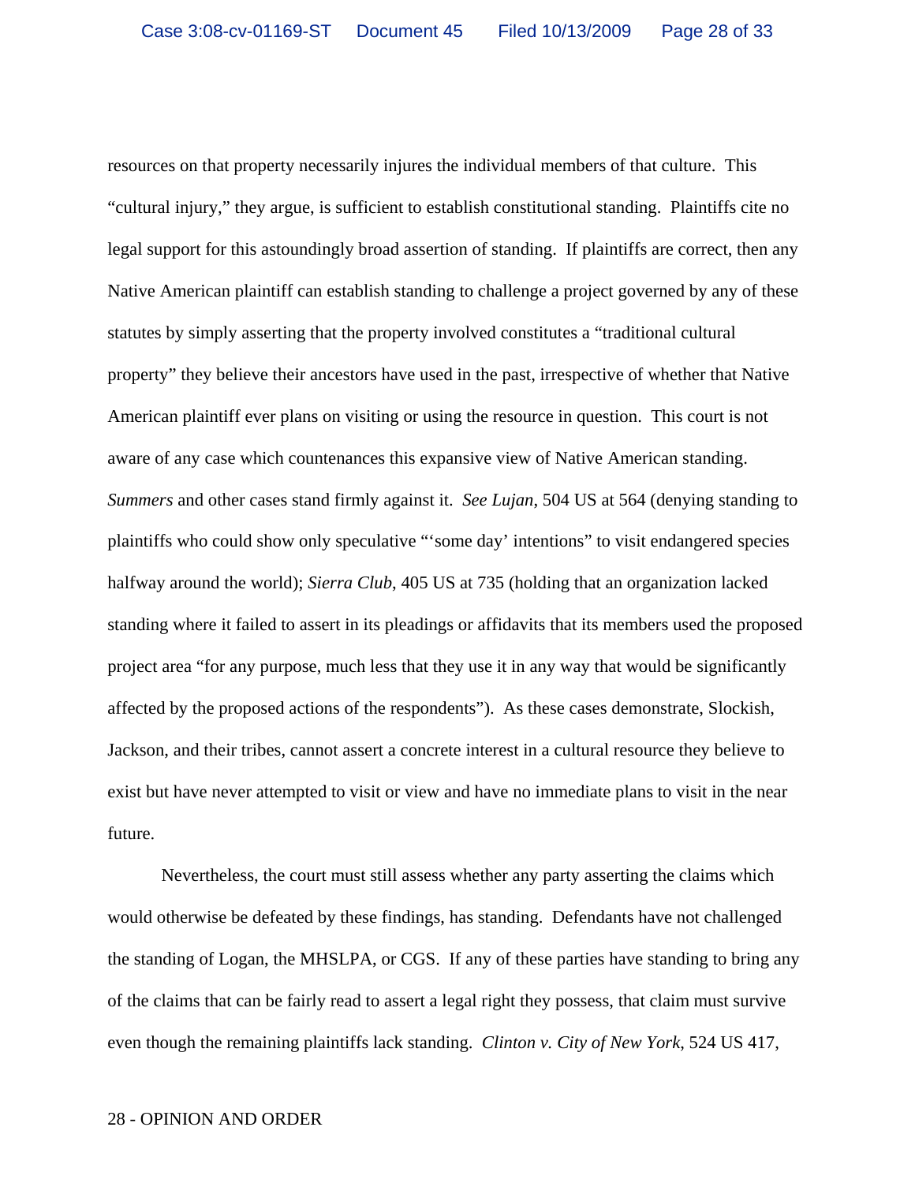resources on that property necessarily injures the individual members of that culture. This "cultural injury," they argue, is sufficient to establish constitutional standing. Plaintiffs cite no legal support for this astoundingly broad assertion of standing. If plaintiffs are correct, then any Native American plaintiff can establish standing to challenge a project governed by any of these statutes by simply asserting that the property involved constitutes a "traditional cultural property" they believe their ancestors have used in the past, irrespective of whether that Native American plaintiff ever plans on visiting or using the resource in question. This court is not aware of any case which countenances this expansive view of Native American standing. *Summers* and other cases stand firmly against it. *See Lujan*, 504 US at 564 (denying standing to plaintiffs who could show only speculative "'some day' intentions" to visit endangered species halfway around the world); *Sierra Club*, 405 US at 735 (holding that an organization lacked standing where it failed to assert in its pleadings or affidavits that its members used the proposed project area "for any purpose, much less that they use it in any way that would be significantly affected by the proposed actions of the respondents"). As these cases demonstrate, Slockish, Jackson, and their tribes, cannot assert a concrete interest in a cultural resource they believe to exist but have never attempted to visit or view and have no immediate plans to visit in the near future.

Nevertheless, the court must still assess whether any party asserting the claims which would otherwise be defeated by these findings, has standing. Defendants have not challenged the standing of Logan, the MHSLPA, or CGS. If any of these parties have standing to bring any of the claims that can be fairly read to assert a legal right they possess, that claim must survive even though the remaining plaintiffs lack standing. *Clinton v. City of New York*, 524 US 417,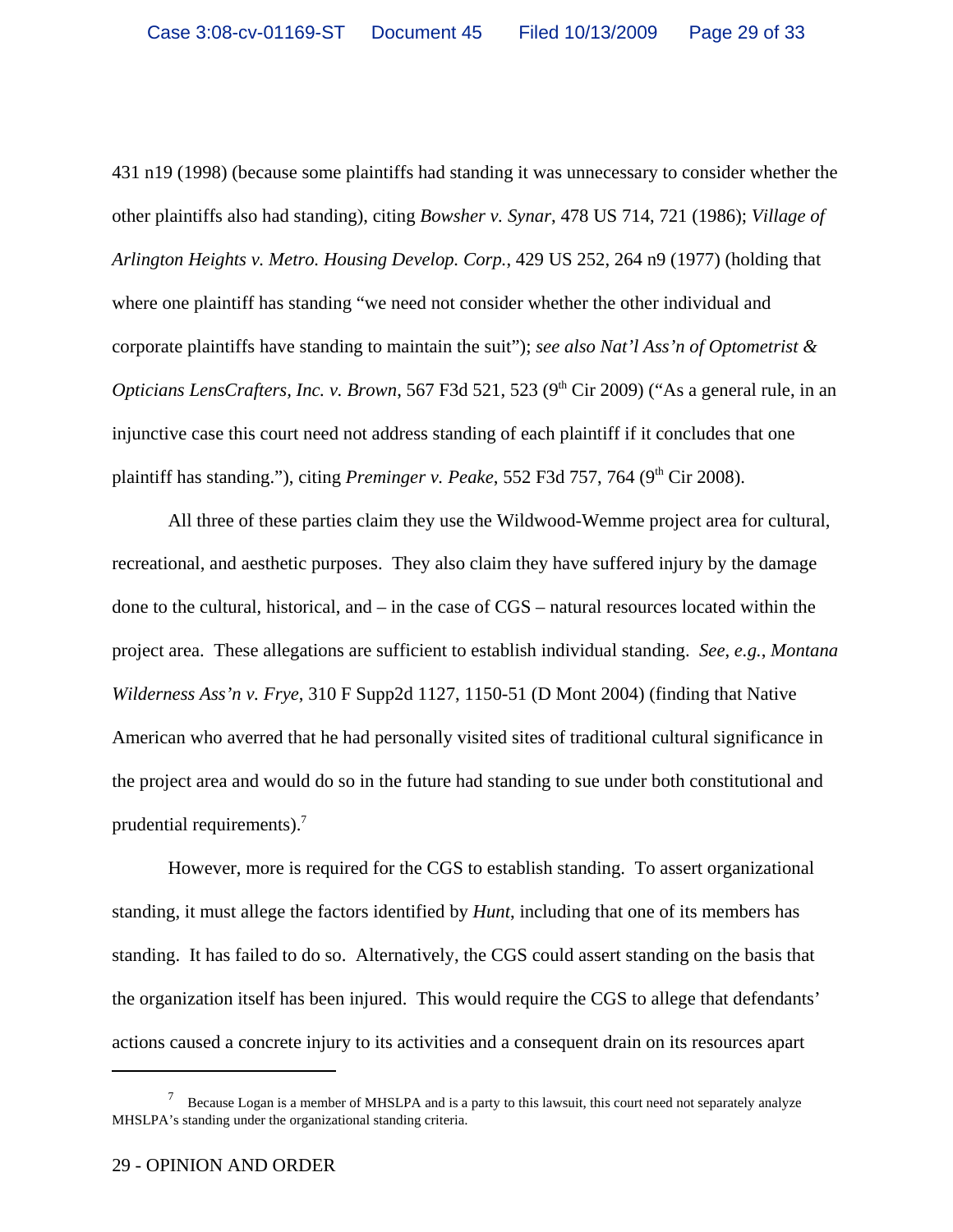431 n19 (1998) (because some plaintiffs had standing it was unnecessary to consider whether the other plaintiffs also had standing), citing *Bowsher v. Synar*, 478 US 714, 721 (1986); *Village of Arlington Heights v. Metro. Housing Develop. Corp.*, 429 US 252, 264 n9 (1977) (holding that where one plaintiff has standing "we need not consider whether the other individual and corporate plaintiffs have standing to maintain the suit"); *see also Nat'l Ass'n of Optometrist & Opticians LensCrafters, Inc. v. Brown*, 567 F3d 521, 523 (9th Cir 2009) ("As a general rule, in an injunctive case this court need not address standing of each plaintiff if it concludes that one plaintiff has standing."), citing *Preminger v. Peake*, 552 F3d 757, 764 (9th Cir 2008).

All three of these parties claim they use the Wildwood-Wemme project area for cultural, recreational, and aesthetic purposes. They also claim they have suffered injury by the damage done to the cultural, historical, and – in the case of CGS – natural resources located within the project area. These allegations are sufficient to establish individual standing. *See, e.g., Montana Wilderness Ass'n v. Frye*, 310 F Supp2d 1127, 1150-51 (D Mont 2004) (finding that Native American who averred that he had personally visited sites of traditional cultural significance in the project area and would do so in the future had standing to sue under both constitutional and prudential requirements).[7]

However, more is required for the CGS to establish standing. To assert organizational standing, it must allege the factors identified by *Hunt*, including that one of its members has standing. It has failed to do so. Alternatively, the CGS could assert standing on the basis that the organization itself has been injured. This would require the CGS to allege that defendants' actions caused a concrete injury to its activities and a consequent drain on its resources apart

---

[7] Because Logan is a member of MHSLPA and is a party to this lawsuit, this court need not separately analyze MHSLPA's standing under the organizational standing criteria.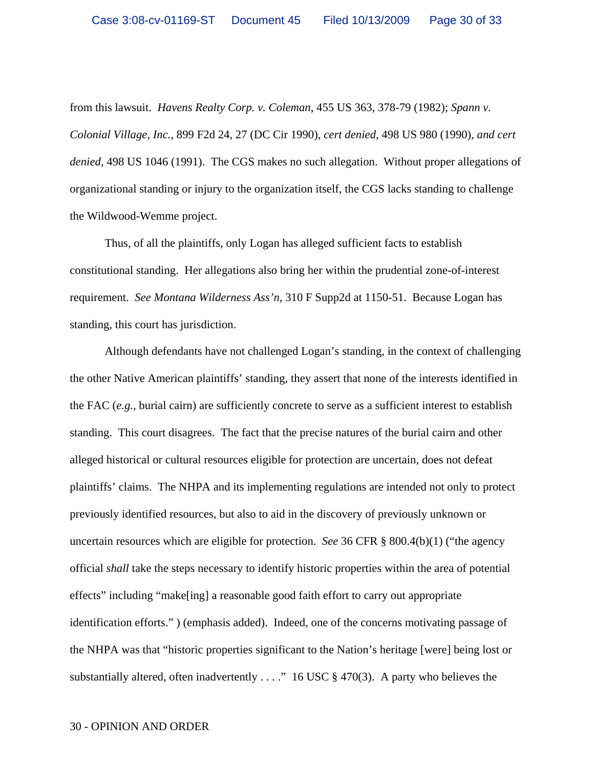from this lawsuit. *Havens Realty Corp. v. Coleman*, 455 US 363, 378-79 (1982); *Spann v. Colonial Village, Inc.*, 899 F2d 24, 27 (DC Cir 1990), *cert denied*, 498 US 980 (1990), *and cert denied*, 498 US 1046 (1991). The CGS makes no such allegation. Without proper allegations of organizational standing or injury to the organization itself, the CGS lacks standing to challenge the Wildwood-Wemme project.

Thus, of all the plaintiffs, only Logan has alleged sufficient facts to establish constitutional standing. Her allegations also bring her within the prudential zone-of-interest requirement. *See Montana Wilderness Ass'n*, 310 F Supp2d at 1150-51. Because Logan has standing, this court has jurisdiction.

Although defendants have not challenged Logan's standing, in the context of challenging the other Native American plaintiffs' standing, they assert that none of the interests identified in the FAC (*e.g.*, burial cairn) are sufficiently concrete to serve as a sufficient interest to establish standing. This court disagrees. The fact that the precise natures of the burial cairn and other alleged historical or cultural resources eligible for protection are uncertain, does not defeat plaintiffs' claims. The NHPA and its implementing regulations are intended not only to protect previously identified resources, but also to aid in the discovery of previously unknown or uncertain resources which are eligible for protection. *See* 36 CFR § 800.4(b)(1) ("the agency official *shall* take the steps necessary to identify historic properties within the area of potential effects" including "make[ing] a reasonable good faith effort to carry out appropriate identification efforts." ) (emphasis added). Indeed, one of the concerns motivating passage of the NHPA was that "historic properties significant to the Nation's heritage [were] being lost or substantially altered, often inadvertently . . . ." 16 USC § 470(3). A party who believes the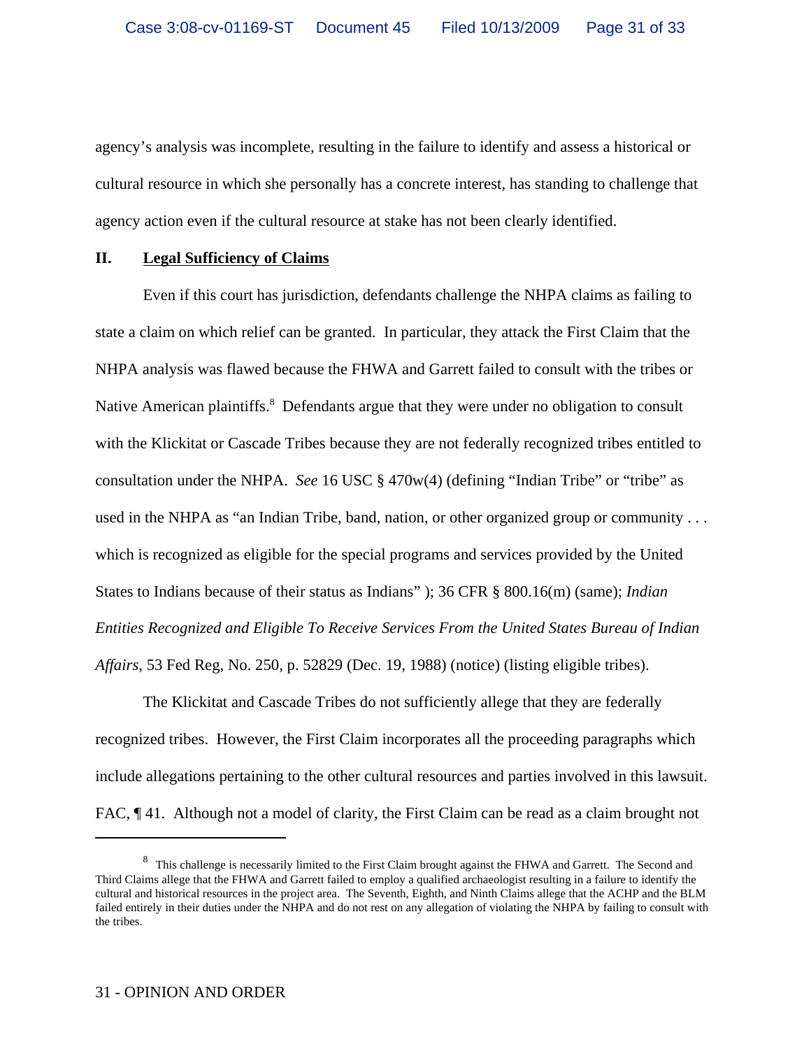agency's analysis was incomplete, resulting in the failure to identify and assess a historical or cultural resource in which she personally has a concrete interest, has standing to challenge that agency action even if the cultural resource at stake has not been clearly identified.

## II. Legal Sufficiency of Claims

Even if this court has jurisdiction, defendants challenge the NHPA claims as failing to state a claim on which relief can be granted. In particular, they attack the First Claim that the NHPA analysis was flawed because the FHWA and Garrett failed to consult with the tribes or Native American plaintiffs.[8] Defendants argue that they were under no obligation to consult with the Klickitat or Cascade Tribes because they are not federally recognized tribes entitled to consultation under the NHPA. *See* 16 USC § 470w(4) (defining "Indian Tribe" or "tribe" as used in the NHPA as "an Indian Tribe, band, nation, or other organized group or community . . . which is recognized as eligible for the special programs and services provided by the United States to Indians because of their status as Indians" ); 36 CFR § 800.16(m) (same); *Indian Entities Recognized and Eligible To Receive Services From the United States Bureau of Indian Affairs*, 53 Fed Reg, No. 250, p. 52829 (Dec. 19, 1988) (notice) (listing eligible tribes).

The Klickitat and Cascade Tribes do not sufficiently allege that they are federally recognized tribes. However, the First Claim incorporates all the proceeding paragraphs which include allegations pertaining to the other cultural resources and parties involved in this lawsuit. FAC, ¶ 41. Although not a model of clarity, the First Claim can be read as a claim brought not

---

[8] This challenge is necessarily limited to the First Claim brought against the FHWA and Garrett. The Second and Third Claims allege that the FHWA and Garrett failed to employ a qualified archaeologist resulting in a failure to identify the cultural and historical resources in the project area. The Seventh, Eighth, and Ninth Claims allege that the ACHP and the BLM failed entirely in their duties under the NHPA and do not rest on any allegation of violating the NHPA by failing to consult with the tribes.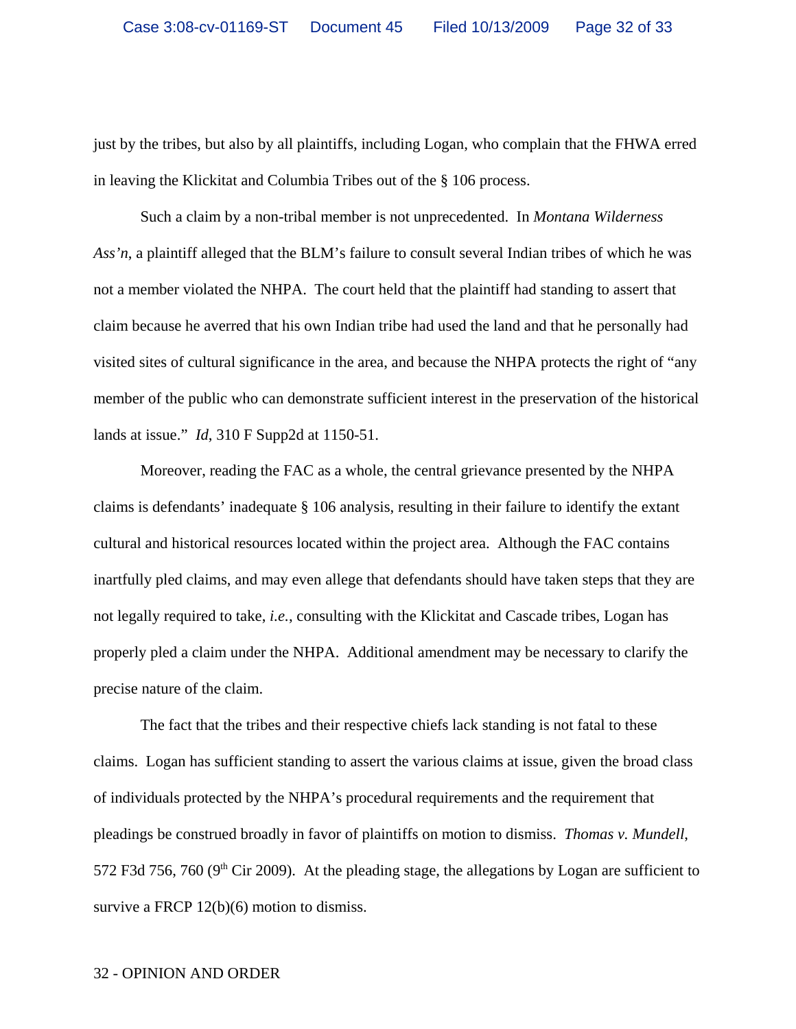just by the tribes, but also by all plaintiffs, including Logan, who complain that the FHWA erred in leaving the Klickitat and Columbia Tribes out of the § 106 process.

Such a claim by a non-tribal member is not unprecedented. In *Montana Wilderness Ass'n*, a plaintiff alleged that the BLM's failure to consult several Indian tribes of which he was not a member violated the NHPA. The court held that the plaintiff had standing to assert that claim because he averred that his own Indian tribe had used the land and that he personally had visited sites of cultural significance in the area, and because the NHPA protects the right of "any member of the public who can demonstrate sufficient interest in the preservation of the historical lands at issue." *Id*, 310 F Supp2d at 1150-51.

Moreover, reading the FAC as a whole, the central grievance presented by the NHPA claims is defendants' inadequate § 106 analysis, resulting in their failure to identify the extant cultural and historical resources located within the project area. Although the FAC contains inartfully pled claims, and may even allege that defendants should have taken steps that they are not legally required to take, *i.e.*, consulting with the Klickitat and Cascade tribes, Logan has properly pled a claim under the NHPA. Additional amendment may be necessary to clarify the precise nature of the claim.

The fact that the tribes and their respective chiefs lack standing is not fatal to these claims. Logan has sufficient standing to assert the various claims at issue, given the broad class of individuals protected by the NHPA's procedural requirements and the requirement that pleadings be construed broadly in favor of plaintiffs on motion to dismiss. *Thomas v. Mundell*, 572 F3d 756, 760 (9th Cir 2009). At the pleading stage, the allegations by Logan are sufficient to survive a FRCP 12(b)(6) motion to dismiss.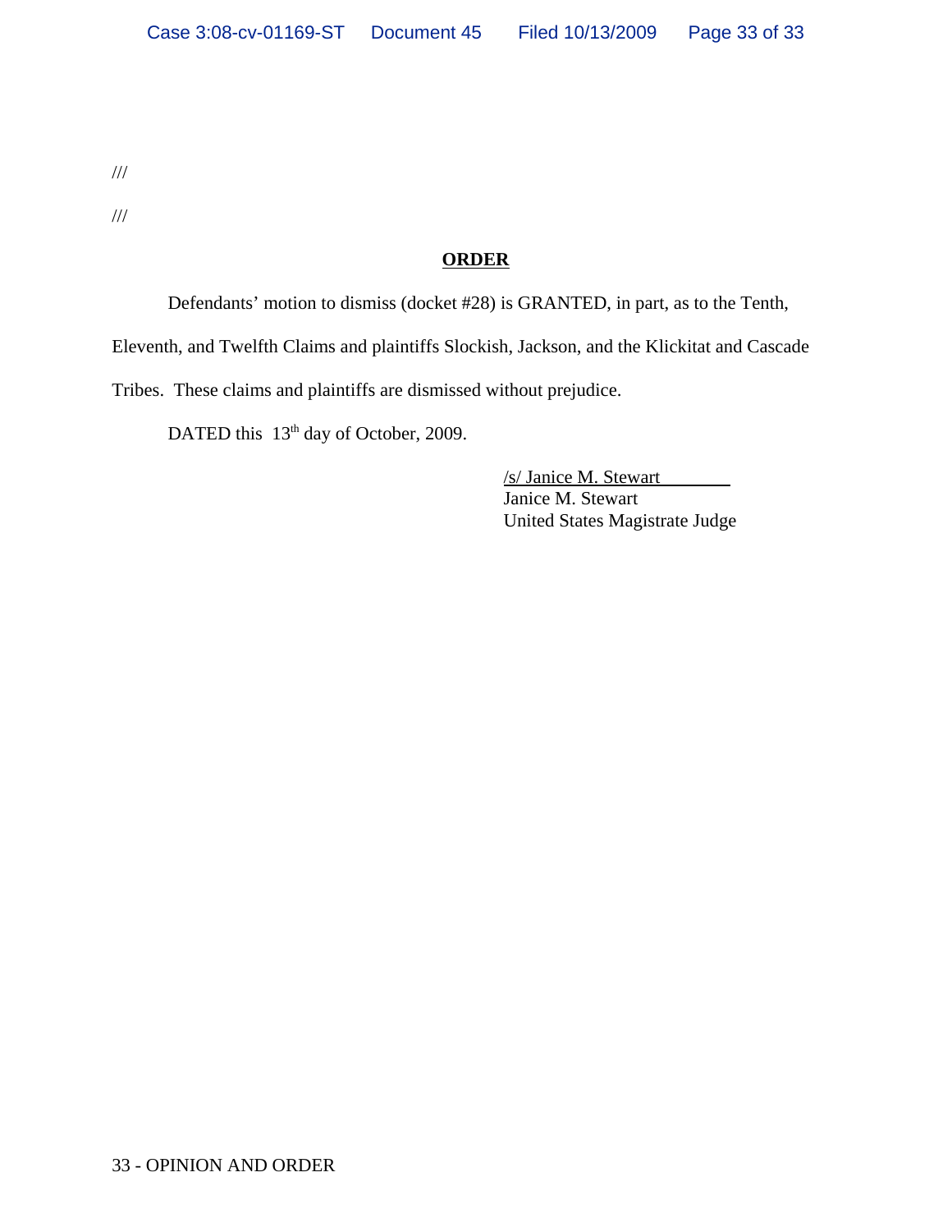///

///

**ORDER**

Defendants' motion to dismiss (docket #28) is GRANTED, in part, as to the Tenth, Eleventh, and Twelfth Claims and plaintiffs Slockish, Jackson, and the Klickitat and Cascade Tribes. These claims and plaintiffs are dismissed without prejudice.

DATED this 13th day of October, 2009.

/s/ Janice M. Stewart
Janice M. Stewart
United States Magistrate Judge

33 - OPINION AND ORDER